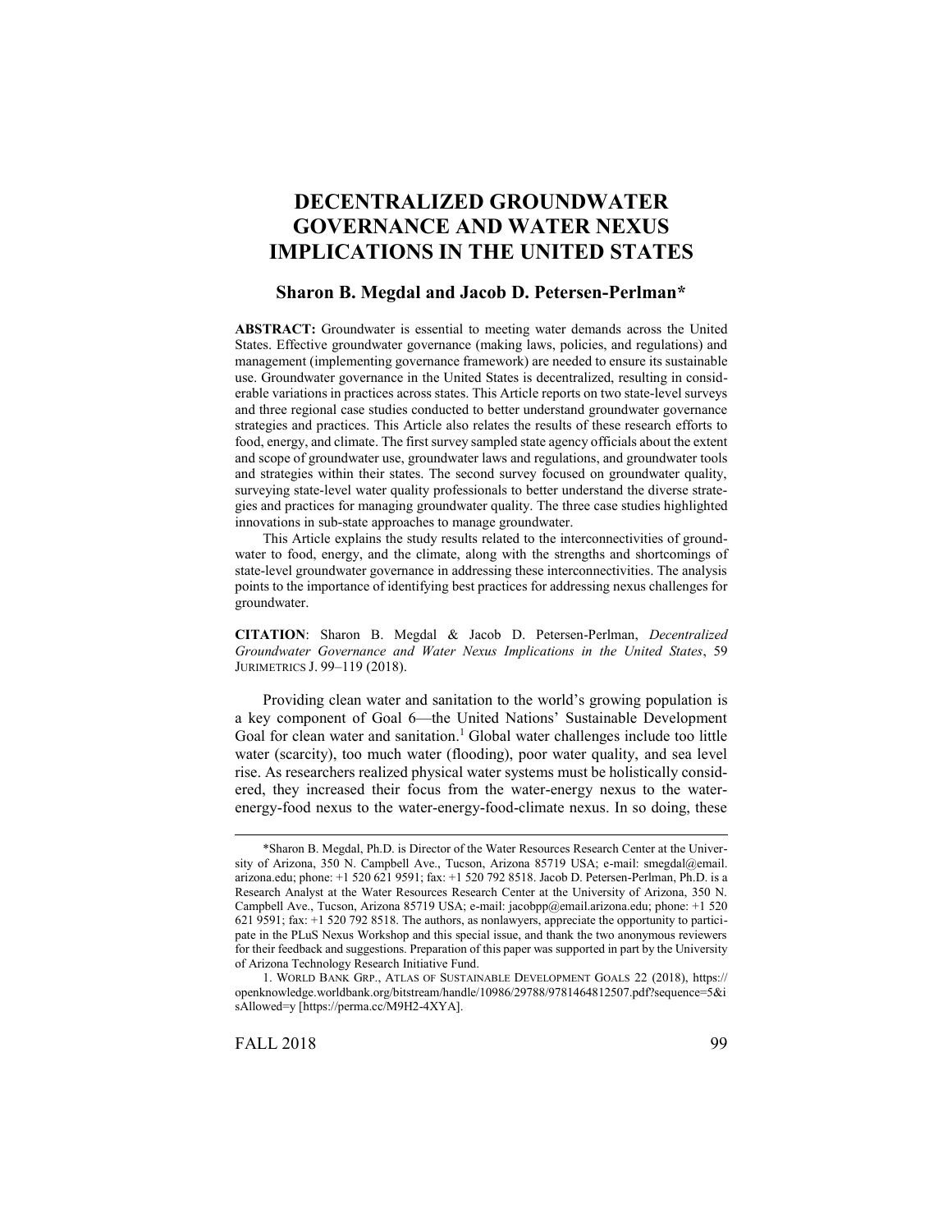# DECENTRALIZED GROUNDWATER GOVERNANCE AND WATER NEXUS IMPLICATIONS IN THE UNITED STATES

## Sharon B. Megdal and Jacob D. Petersen-Perlman*

**ABSTRACT:** Groundwater is essential to meeting water demands across the United States. Effective groundwater governance (making laws, policies, and regulations) and management (implementing governance framework) are needed to ensure its sustainable use. Groundwater governance in the United States is decentralized, resulting in considerable variations in practices across states. This Article reports on two state-level surveys and three regional case studies conducted to better understand groundwater governance strategies and practices. This Article also relates the results of these research efforts to food, energy, and climate. The first survey sampled state agency officials about the extent and scope of groundwater use, groundwater laws and regulations, and groundwater tools and strategies within their states. The second survey focused on groundwater quality, surveying state-level water quality professionals to better understand the diverse strategies and practices for managing groundwater quality. The three case studies highlighted innovations in sub-state approaches to manage groundwater.

This Article explains the study results related to the interconnectivities of groundwater to food, energy, and the climate, along with the strengths and shortcomings of state-level groundwater governance in addressing these interconnectivities. The analysis points to the importance of identifying best practices for addressing nexus challenges for groundwater.

**CITATION**: Sharon B. Megdal & Jacob D. Petersen-Perlman, *Decentralized Groundwater Governance and Water Nexus Implications in the United States*, 59 JURIMETRICS J. 99–119 (2018).

Providing clean water and sanitation to the world's growing population is a key component of Goal 6—the United Nations' Sustainable Development Goal for clean water and sanitation.[1] Global water challenges include too little water (scarcity), too much water (flooding), poor water quality, and sea level rise. As researchers realized physical water systems must be holistically considered, they increased their focus from the water-energy nexus to the water-energy-food nexus to the water-energy-food-climate nexus. In so doing, these

---

*Sharon B. Megdal, Ph.D. is Director of the Water Resources Research Center at the University of Arizona, 350 N. Campbell Ave., Tucson, Arizona 85719 USA; e-mail: smegdal@email.arizona.edu; phone: +1 520 621 9591; fax: +1 520 792 8518. Jacob D. Petersen-Perlman, Ph.D. is a Research Analyst at the Water Resources Research Center at the University of Arizona, 350 N. Campbell Ave., Tucson, Arizona 85719 USA; e-mail: jacobpp@email.arizona.edu; phone: +1 520 621 9591; fax: +1 520 792 8518. The authors, as nonlawyers, appreciate the opportunity to participate in the PLuS Nexus Workshop and this special issue, and thank the two anonymous reviewers for their feedback and suggestions. Preparation of this paper was supported in part by the University of Arizona Technology Research Initiative Fund.

1. WORLD BANK GRP., ATLAS OF SUSTAINABLE DEVELOPMENT GOALS 22 (2018), https://openknowledge.worldbank.org/bitstream/handle/10986/29788/9781464812507.pdf?sequence=5&isAllowed=y [https://perma.cc/M9H2-4XYA].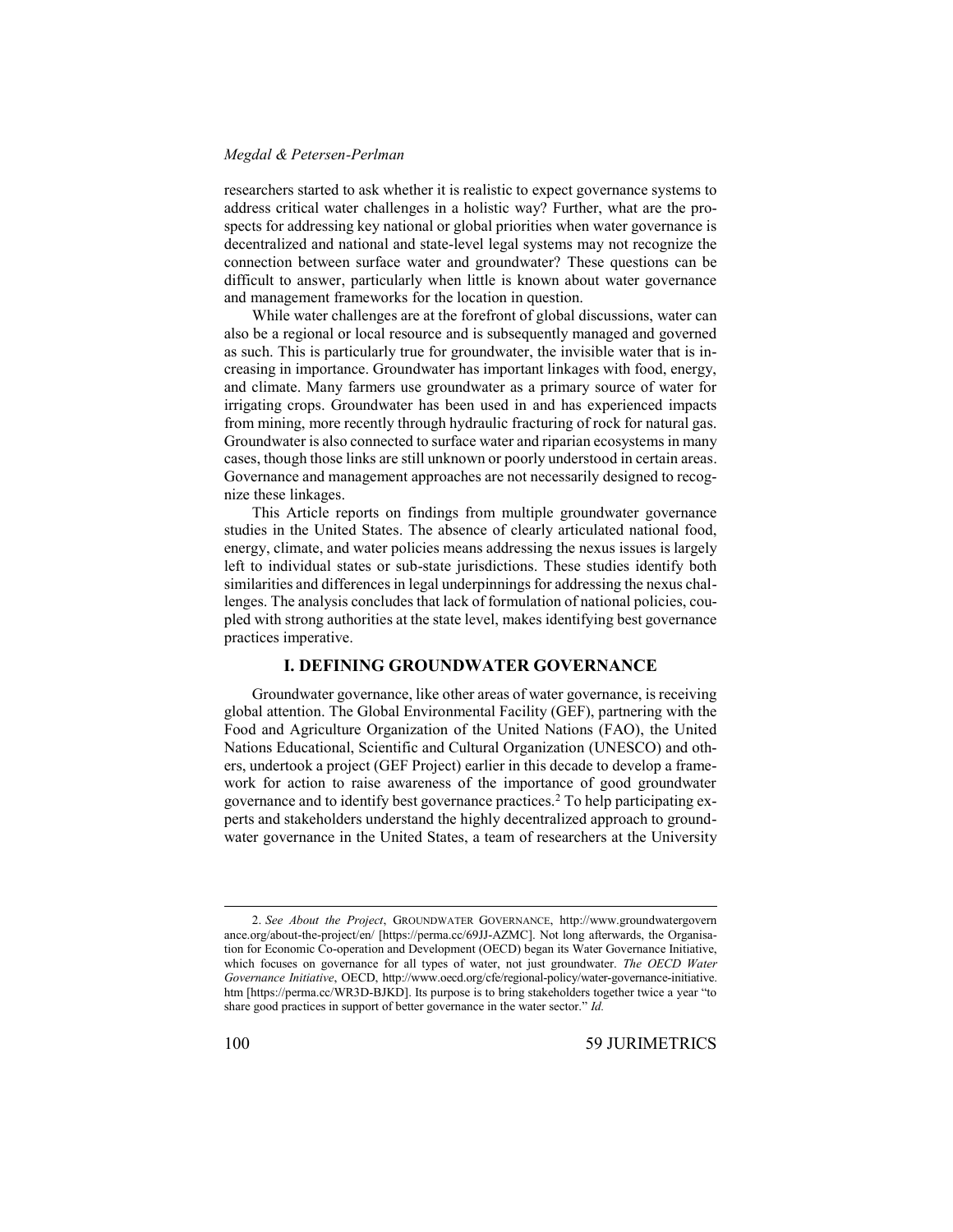researchers started to ask whether it is realistic to expect governance systems to address critical water challenges in a holistic way? Further, what are the prospects for addressing key national or global priorities when water governance is decentralized and national and state-level legal systems may not recognize the connection between surface water and groundwater? These questions can be difficult to answer, particularly when little is known about water governance and management frameworks for the location in question.

While water challenges are at the forefront of global discussions, water can also be a regional or local resource and is subsequently managed and governed as such. This is particularly true for groundwater, the invisible water that is increasing in importance. Groundwater has important linkages with food, energy, and climate. Many farmers use groundwater as a primary source of water for irrigating crops. Groundwater has been used in and has experienced impacts from mining, more recently through hydraulic fracturing of rock for natural gas. Groundwater is also connected to surface water and riparian ecosystems in many cases, though those links are still unknown or poorly understood in certain areas. Governance and management approaches are not necessarily designed to recognize these linkages.

This Article reports on findings from multiple groundwater governance studies in the United States. The absence of clearly articulated national food, energy, climate, and water policies means addressing the nexus issues is largely left to individual states or sub-state jurisdictions. These studies identify both similarities and differences in legal underpinnings for addressing the nexus challenges. The analysis concludes that lack of formulation of national policies, coupled with strong authorities at the state level, makes identifying best governance practices imperative.

## I. DEFINING GROUNDWATER GOVERNANCE

Groundwater governance, like other areas of water governance, is receiving global attention. The Global Environmental Facility (GEF), partnering with the Food and Agriculture Organization of the United Nations (FAO), the United Nations Educational, Scientific and Cultural Organization (UNESCO) and others, undertook a project (GEF Project) earlier in this decade to develop a framework for action to raise awareness of the importance of good groundwater governance and to identify best governance practices.[2] To help participating experts and stakeholders understand the highly decentralized approach to groundwater governance in the United States, a team of researchers at the University

---

2. *See About the Project*, GROUNDWATER GOVERNANCE, http://www.groundwatergovernance.org/about-the-project/en/ [https://perma.cc/69JJ-AZMC]. Not long afterwards, the Organisation for Economic Co-operation and Development (OECD) began its Water Governance Initiative, which focuses on governance for all types of water, not just groundwater. *The OECD Water Governance Initiative*, OECD, http://www.oecd.org/cfe/regional-policy/water-governance-initiative.htm [https://perma.cc/WR3D-BJKD]. Its purpose is to bring stakeholders together twice a year "to share good practices in support of better governance in the water sector." *Id.*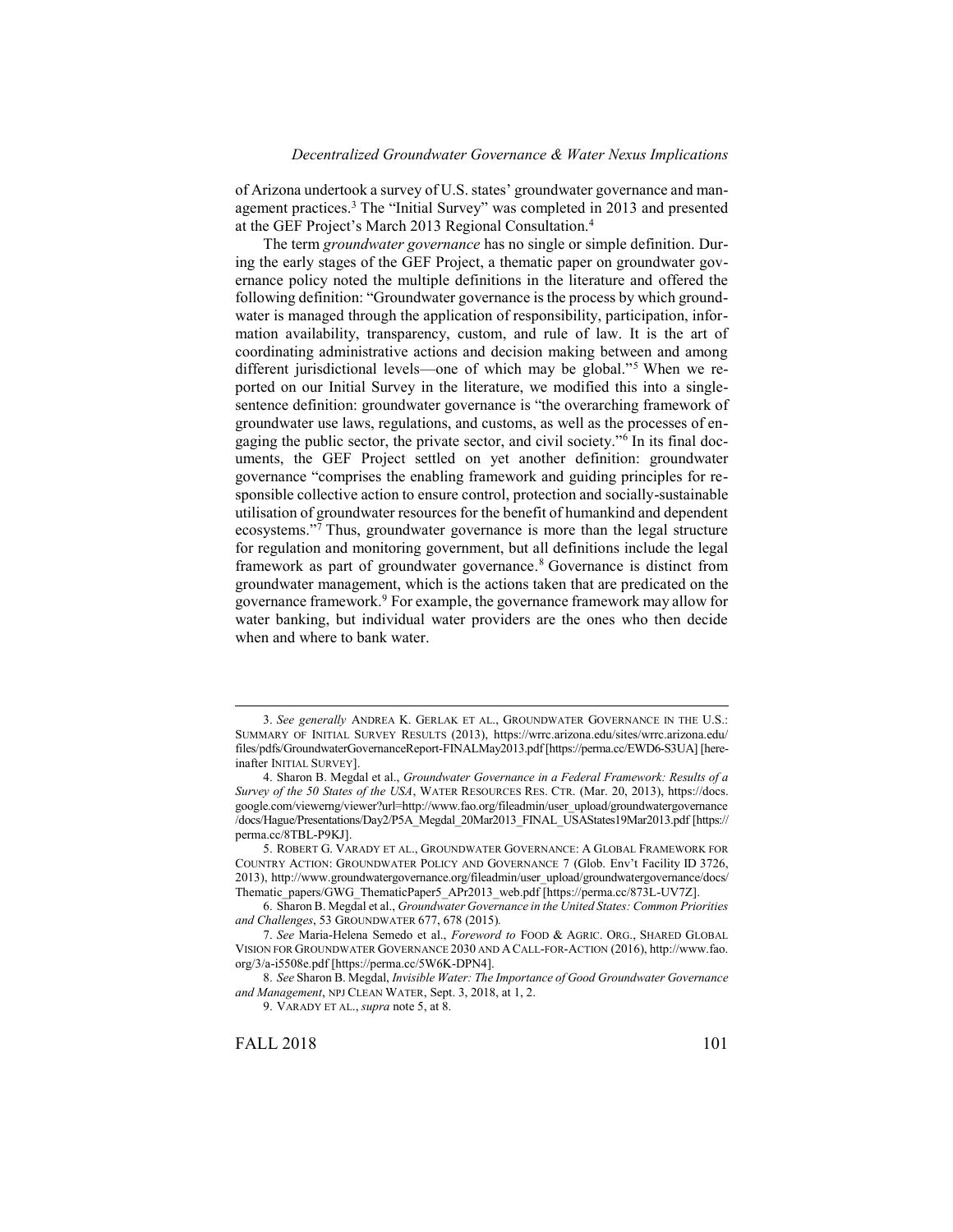of Arizona undertook a survey of U.S. states' groundwater governance and management practices.[3] The "Initial Survey" was completed in 2013 and presented at the GEF Project's March 2013 Regional Consultation.[4]

The term *groundwater governance* has no single or simple definition. During the early stages of the GEF Project, a thematic paper on groundwater governance policy noted the multiple definitions in the literature and offered the following definition: "Groundwater governance is the process by which groundwater is managed through the application of responsibility, participation, information availability, transparency, custom, and rule of law. It is the art of coordinating administrative actions and decision making between and among different jurisdictional levels—one of which may be global."[5] When we reported on our Initial Survey in the literature, we modified this into a single-sentence definition: groundwater governance is "the overarching framework of groundwater use laws, regulations, and customs, as well as the processes of engaging the public sector, the private sector, and civil society."[6] In its final documents, the GEF Project settled on yet another definition: groundwater governance "comprises the enabling framework and guiding principles for responsible collective action to ensure control, protection and socially-sustainable utilisation of groundwater resources for the benefit of humankind and dependent ecosystems."[7] Thus, groundwater governance is more than the legal structure for regulation and monitoring government, but all definitions include the legal framework as part of groundwater governance.[8] Governance is distinct from groundwater management, which is the actions taken that are predicated on the governance framework.[9] For example, the governance framework may allow for water banking, but individual water providers are the ones who then decide when and where to bank water.

---

3. *See generally* ANDREA K. GERLAK ET AL., GROUNDWATER GOVERNANCE IN THE U.S.: SUMMARY OF INITIAL SURVEY RESULTS (2013), https://wrrc.arizona.edu/sites/wrrc.arizona.edu/files/pdfs/GroundwaterGovernanceReport-FINALMay2013.pdf [https://perma.cc/EWD6-S3UA] [hereinafter INITIAL SURVEY].

4. Sharon B. Megdal et al., *Groundwater Governance in a Federal Framework: Results of a Survey of the 50 States of the USA*, WATER RESOURCES RES. CTR. (Mar. 20, 2013), https://docs.google.com/viewerng/viewer?url=http://www.fao.org/fileadmin/user_upload/groundwatergovernance/docs/Hague/Presentations/Day2/P5A_Megdal_20Mar2013_FINAL_USAStates19Mar2013.pdf [https://perma.cc/8TBL-P9KJ].

5. ROBERT G. VARADY ET AL., GROUNDWATER GOVERNANCE: A GLOBAL FRAMEWORK FOR COUNTRY ACTION: GROUNDWATER POLICY AND GOVERNANCE 7 (Glob. Env't Facility ID 3726, 2013), http://www.groundwatergovernance.org/fileadmin/user_upload/groundwatergovernance/docs/Thematic_papers/GWG_ThematicPaper5_APr2013_web.pdf [https://perma.cc/873L-UV7Z].

6. Sharon B. Megdal et al., *Groundwater Governance in the United States: Common Priorities and Challenges*, 53 GROUNDWATER 677, 678 (2015).

7. *See* Maria-Helena Semedo et al., *Foreword to* FOOD & AGRIC. ORG., SHARED GLOBAL VISION FOR GROUNDWATER GOVERNANCE 2030 AND A CALL-FOR-ACTION (2016), http://www.fao.org/3/a-i5508e.pdf [https://perma.cc/5W6K-DPN4].

8. *See* Sharon B. Megdal, *Invisible Water: The Importance of Good Groundwater Governance and Management*, NPJ CLEAN WATER, Sept. 3, 2018, at 1, 2.

9. VARADY ET AL., *supra* note 5, at 8.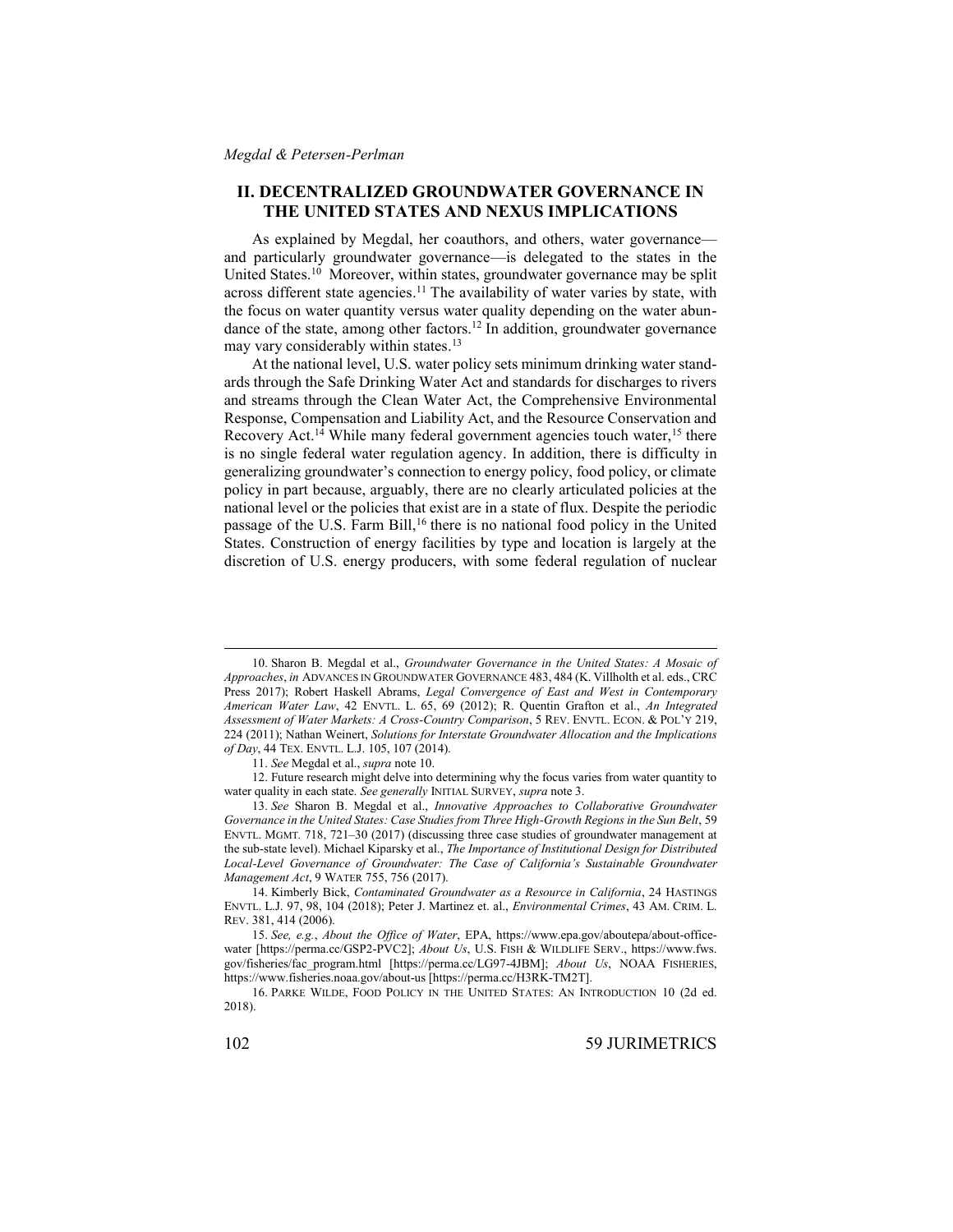## II. DECENTRALIZED GROUNDWATER GOVERNANCE IN THE UNITED STATES AND NEXUS IMPLICATIONS

As explained by Megdal, her coauthors, and others, water governance—and particularly groundwater governance—is delegated to the states in the United States.[10] Moreover, within states, groundwater governance may be split across different state agencies.[11] The availability of water varies by state, with the focus on water quantity versus water quality depending on the water abundance of the state, among other factors.[12] In addition, groundwater governance may vary considerably within states.[13]

At the national level, U.S. water policy sets minimum drinking water standards through the Safe Drinking Water Act and standards for discharges to rivers and streams through the Clean Water Act, the Comprehensive Environmental Response, Compensation and Liability Act, and the Resource Conservation and Recovery Act.[14] While many federal government agencies touch water,[15] there is no single federal water regulation agency. In addition, there is difficulty in generalizing groundwater's connection to energy policy, food policy, or climate policy in part because, arguably, there are no clearly articulated policies at the national level or the policies that exist are in a state of flux. Despite the periodic passage of the U.S. Farm Bill,[16] there is no national food policy in the United States. Construction of energy facilities by type and location is largely at the discretion of U.S. energy producers, with some federal regulation of nuclear

---

10. Sharon B. Megdal et al., *Groundwater Governance in the United States: A Mosaic of Approaches*, *in* ADVANCES IN GROUNDWATER GOVERNANCE 483, 484 (K. Villholth et al. eds., CRC Press 2017); Robert Haskell Abrams, *Legal Convergence of East and West in Contemporary American Water Law*, 42 ENVTL. L. 65, 69 (2012); R. Quentin Grafton et al., *An Integrated Assessment of Water Markets: A Cross-Country Comparison*, 5 REV. ENVTL. ECON. & POL'Y 219, 224 (2011); Nathan Weinert, *Solutions for Interstate Groundwater Allocation and the Implications of Day*, 44 TEX. ENVTL. L.J. 105, 107 (2014).

11. *See* Megdal et al., *supra* note 10.

12. Future research might delve into determining why the focus varies from water quantity to water quality in each state. *See generally* INITIAL SURVEY, *supra* note 3.

13. *See* Sharon B. Megdal et al., *Innovative Approaches to Collaborative Groundwater Governance in the United States: Case Studies from Three High-Growth Regions in the Sun Belt*, 59 ENVTL. MGMT. 718, 721–30 (2017) (discussing three case studies of groundwater management at the sub-state level). Michael Kiparsky et al., *The Importance of Institutional Design for Distributed Local-Level Governance of Groundwater: The Case of California's Sustainable Groundwater Management Act*, 9 WATER 755, 756 (2017).

14. Kimberly Bick, *Contaminated Groundwater as a Resource in California*, 24 HASTINGS ENVTL. L.J. 97, 98, 104 (2018); Peter J. Martinez et. al., *Environmental Crimes*, 43 AM. CRIM. L. REV. 381, 414 (2006).

15. *See, e.g.*, *About the Office of Water*, EPA, https://www.epa.gov/aboutepa/about-office-water [https://perma.cc/GSP2-PVC2]; *About Us*, U.S. FISH & WILDLIFE SERV., https://www.fws.gov/fisheries/fac_program.html [https://perma.cc/LG97-4JBM]; *About Us*, NOAA FISHERIES, https://www.fisheries.noaa.gov/about-us [https://perma.cc/H3RK-TM2T].

16. PARKE WILDE, FOOD POLICY IN THE UNITED STATES: AN INTRODUCTION 10 (2d ed. 2018).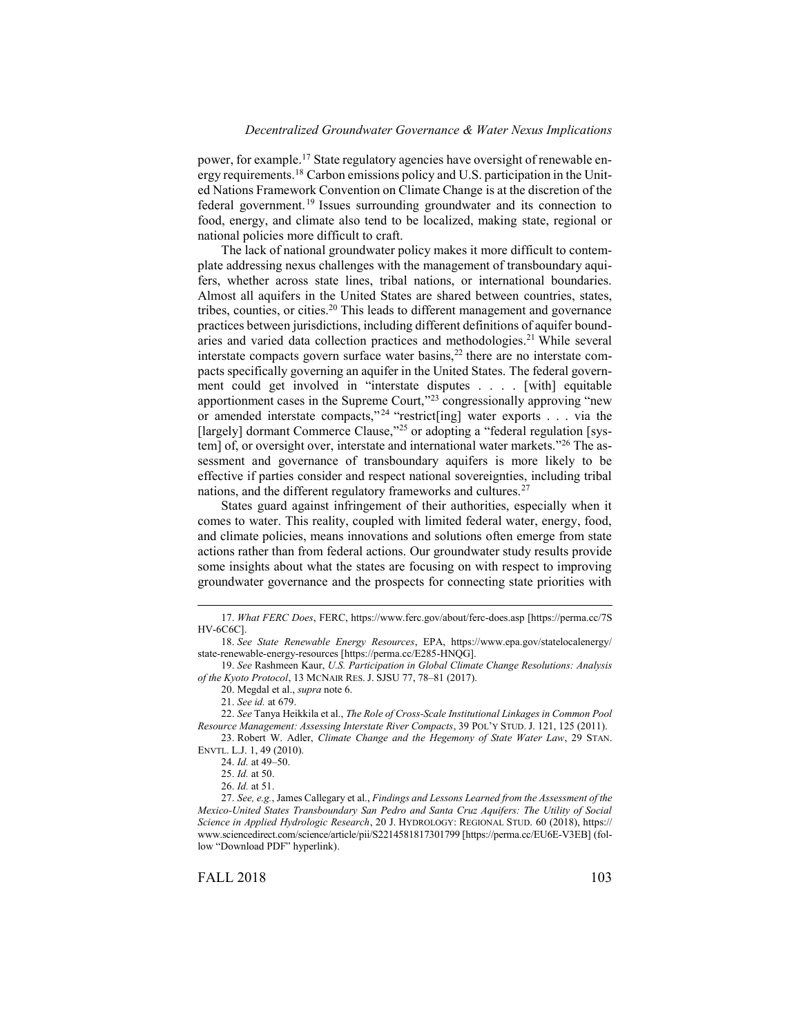power, for example.[17] State regulatory agencies have oversight of renewable energy requirements.[18] Carbon emissions policy and U.S. participation in the United Nations Framework Convention on Climate Change is at the discretion of the federal government.[19] Issues surrounding groundwater and its connection to food, energy, and climate also tend to be localized, making state, regional or national policies more difficult to craft.

The lack of national groundwater policy makes it more difficult to contemplate addressing nexus challenges with the management of transboundary aquifers, whether across state lines, tribal nations, or international boundaries. Almost all aquifers in the United States are shared between countries, states, tribes, counties, or cities.[20] This leads to different management and governance practices between jurisdictions, including different definitions of aquifer boundaries and varied data collection practices and methodologies.[21] While several interstate compacts govern surface water basins,[22] there are no interstate compacts specifically governing an aquifer in the United States. The federal government could get involved in "interstate disputes . . . . [with] equitable apportionment cases in the Supreme Court,"[23] congressionally approving "new or amended interstate compacts,"[24] "restrict[ing] water exports . . . via the [largely] dormant Commerce Clause,"[25] or adopting a "federal regulation [system] of, or oversight over, interstate and international water markets."[26] The assessment and governance of transboundary aquifers is more likely to be effective if parties consider and respect national sovereignties, including tribal nations, and the different regulatory frameworks and cultures.[27]

States guard against infringement of their authorities, especially when it comes to water. This reality, coupled with limited federal water, energy, food, and climate policies, means innovations and solutions often emerge from state actions rather than from federal actions. Our groundwater study results provide some insights about what the states are focusing on with respect to improving groundwater governance and the prospects for connecting state priorities with

---

17. *What FERC Does*, FERC, https://www.ferc.gov/about/ferc-does.asp [https://perma.cc/7SHV-6C6C].

18. *See State Renewable Energy Resources*, EPA, https://www.epa.gov/statelocalenergy/state-renewable-energy-resources [https://perma.cc/E285-HNQG].

19. *See* Rashmeen Kaur, *U.S. Participation in Global Climate Change Resolutions: Analysis of the Kyoto Protocol*, 13 MCNAIR RES. J. SJSU 77, 78–81 (2017).

20. Megdal et al., *supra* note 6.

21. *See id.* at 679.

22. *See* Tanya Heikkila et al., *The Role of Cross-Scale Institutional Linkages in Common Pool Resource Management: Assessing Interstate River Compacts*, 39 POL'Y STUD. J. 121, 125 (2011).

23. Robert W. Adler, *Climate Change and the Hegemony of State Water Law*, 29 STAN. ENVTL. L.J. 1, 49 (2010).

24. *Id.* at 49–50.

25. *Id.* at 50.

26. *Id.* at 51.

27. *See, e.g.*, James Callegary et al., *Findings and Lessons Learned from the Assessment of the Mexico-United States Transboundary San Pedro and Santa Cruz Aquifers: The Utility of Social Science in Applied Hydrologic Research*, 20 J. HYDROLOGY: REGIONAL STUD. 60 (2018), https://www.sciencedirect.com/science/article/pii/S2214581817301799 [https://perma.cc/EU6E-V3EB] (follow "Download PDF" hyperlink).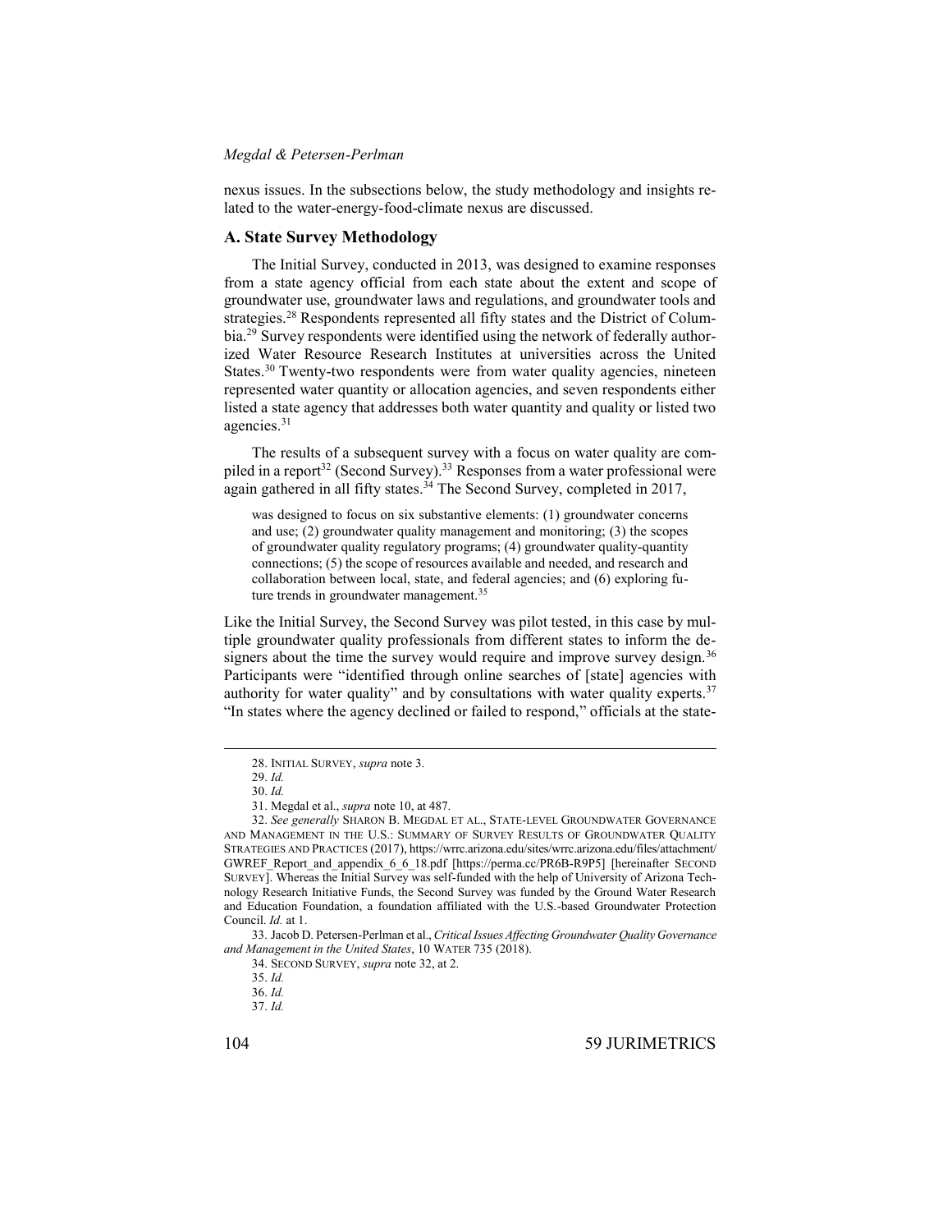nexus issues. In the subsections below, the study methodology and insights related to the water-energy-food-climate nexus are discussed.

### A. State Survey Methodology

The Initial Survey, conducted in 2013, was designed to examine responses from a state agency official from each state about the extent and scope of groundwater use, groundwater laws and regulations, and groundwater tools and strategies.[28] Respondents represented all fifty states and the District of Columbia.[29] Survey respondents were identified using the network of federally authorized Water Resource Research Institutes at universities across the United States.[30] Twenty-two respondents were from water quality agencies, nineteen represented water quantity or allocation agencies, and seven respondents either listed a state agency that addresses both water quantity and quality or listed two agencies.[31]

The results of a subsequent survey with a focus on water quality are compiled in a report[32] (Second Survey).[33] Responses from a water professional were again gathered in all fifty states.[34] The Second Survey, completed in 2017,

> was designed to focus on six substantive elements: (1) groundwater concerns and use; (2) groundwater quality management and monitoring; (3) the scopes of groundwater quality regulatory programs; (4) groundwater quality-quantity connections; (5) the scope of resources available and needed, and research and collaboration between local, state, and federal agencies; and (6) exploring future trends in groundwater management.[35]

Like the Initial Survey, the Second Survey was pilot tested, in this case by multiple groundwater quality professionals from different states to inform the designers about the time the survey would require and improve survey design.[36] Participants were "identified through online searches of [state] agencies with authority for water quality" and by consultations with water quality experts.[37] "In states where the agency declined or failed to respond," officials at the state-

---

28. INITIAL SURVEY, *supra* note 3.

29. *Id.*

30. *Id.*

31. Megdal et al., *supra* note 10, at 487.

32. *See generally* SHARON B. MEGDAL ET AL., STATE-LEVEL GROUNDWATER GOVERNANCE AND MANAGEMENT IN THE U.S.: SUMMARY OF SURVEY RESULTS OF GROUNDWATER QUALITY STRATEGIES AND PRACTICES (2017), https://wrrc.arizona.edu/sites/wrrc.arizona.edu/files/attachment/GWREF_Report_and_appendix_6_6_18.pdf [https://perma.cc/PR6B-R9P5] [hereinafter SECOND SURVEY]. Whereas the Initial Survey was self-funded with the help of University of Arizona Technology Research Initiative Funds, the Second Survey was funded by the Ground Water Research and Education Foundation, a foundation affiliated with the U.S.-based Groundwater Protection Council. *Id.* at 1.

33. Jacob D. Petersen-Perlman et al., *Critical Issues Affecting Groundwater Quality Governance and Management in the United States*, 10 WATER 735 (2018).

34. SECOND SURVEY, *supra* note 32, at 2.

35. *Id.*

36. *Id.*

37. *Id.*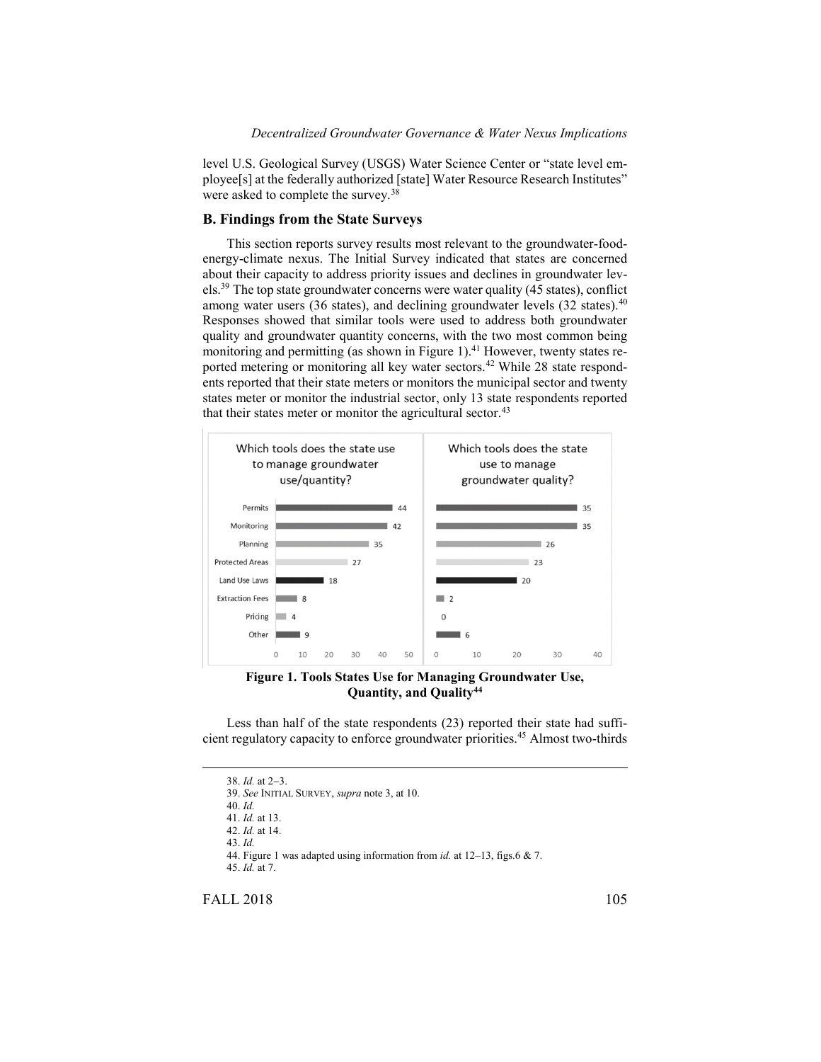level U.S. Geological Survey (USGS) Water Science Center or "state level employee[s] at the federally authorized [state] Water Resource Research Institutes" were asked to complete the survey.[38]

## B. Findings from the State Surveys

This section reports survey results most relevant to the groundwater-food-energy-climate nexus. The Initial Survey indicated that states are concerned about their capacity to address priority issues and declines in groundwater levels.[39] The top state groundwater concerns were water quality (45 states), conflict among water users (36 states), and declining groundwater levels (32 states).[40] Responses showed that similar tools were used to address both groundwater quality and groundwater quantity concerns, with the two most common being monitoring and permitting (as shown in Figure 1).[41] However, twenty states reported metering or monitoring all key water sectors.[42] While 28 state respondents reported that their state meters or monitors the municipal sector and twenty states meter or monitor the industrial sector, only 13 state respondents reported that their states meter or monitor the agricultural sector.[43]

| Tool | Which tools does the state use to manage groundwater use/quantity? | Which tools does the state use to manage groundwater quality? |
|---|---|---|
| Permits | 44 | 35 |
| Monitoring | 42 | 35 |
| Planning | 35 | 26 |
| Protected Areas | 27 | 23 |
| Land Use Laws | 18 | 20 |
| Extraction Fees | 8 | 2 |
| Pricing | 4 | 0 |
| Other | 9 | 6 |

**Figure 1. Tools States Use for Managing Groundwater Use, Quantity, and Quality[44]**

Less than half of the state respondents (23) reported their state had sufficient regulatory capacity to enforce groundwater priorities.[45] Almost two-thirds

---

38. *Id.* at 2–3.
39. *See* INITIAL SURVEY, *supra* note 3, at 10.
40. *Id.*
41. *Id.* at 13.
42. *Id.* at 14.
43. *Id.*
44. Figure 1 was adapted using information from *id.* at 12–13, figs.6 & 7.
45. *Id.* at 7.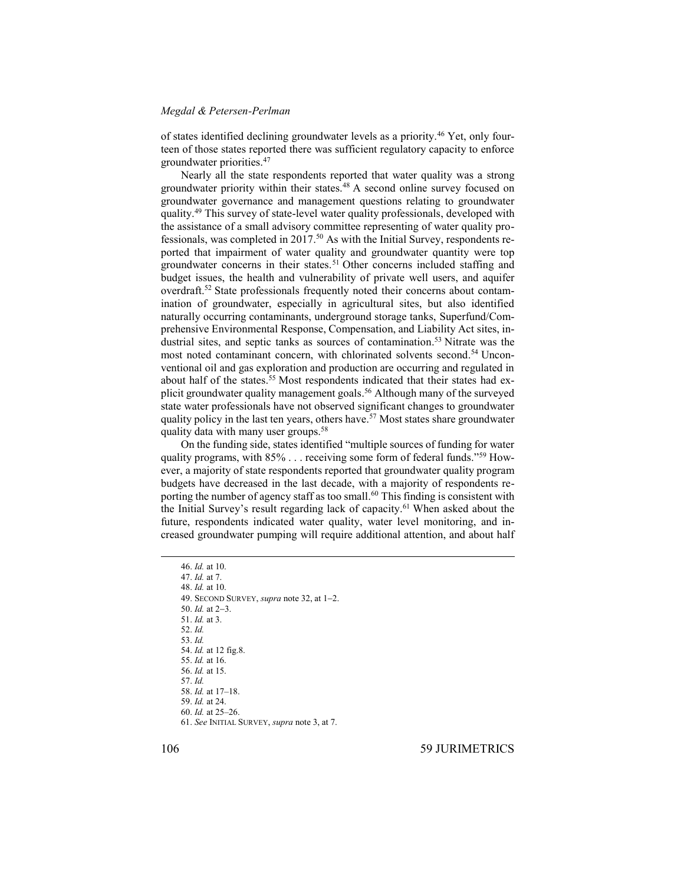of states identified declining groundwater levels as a priority.[46] Yet, only fourteen of those states reported there was sufficient regulatory capacity to enforce groundwater priorities.[47]

Nearly all the state respondents reported that water quality was a strong groundwater priority within their states.[48] A second online survey focused on groundwater governance and management questions relating to groundwater quality.[49] This survey of state-level water quality professionals, developed with the assistance of a small advisory committee representing of water quality professionals, was completed in 2017.[50] As with the Initial Survey, respondents reported that impairment of water quality and groundwater quantity were top groundwater concerns in their states.[51] Other concerns included staffing and budget issues, the health and vulnerability of private well users, and aquifer overdraft.[52] State professionals frequently noted their concerns about contamination of groundwater, especially in agricultural sites, but also identified naturally occurring contaminants, underground storage tanks, Superfund/Comprehensive Environmental Response, Compensation, and Liability Act sites, industrial sites, and septic tanks as sources of contamination.[53] Nitrate was the most noted contaminant concern, with chlorinated solvents second.[54] Unconventional oil and gas exploration and production are occurring and regulated in about half of the states.[55] Most respondents indicated that their states had explicit groundwater quality management goals.[56] Although many of the surveyed state water professionals have not observed significant changes to groundwater quality policy in the last ten years, others have.[57] Most states share groundwater quality data with many user groups.[58]

On the funding side, states identified "multiple sources of funding for water quality programs, with 85% . . . receiving some form of federal funds."[59] However, a majority of state respondents reported that groundwater quality program budgets have decreased in the last decade, with a majority of respondents reporting the number of agency staff as too small.[60] This finding is consistent with the Initial Survey's result regarding lack of capacity.[61] When asked about the future, respondents indicated water quality, water level monitoring, and increased groundwater pumping will require additional attention, and about half

---

46. *Id.* at 10.
47. *Id.* at 7.
48. *Id.* at 10.
49. SECOND SURVEY, *supra* note 32, at 1–2.
50. *Id.* at 2–3.
51. *Id.* at 3.
52. *Id.*
53. *Id.*
54. *Id.* at 12 fig.8.
55. *Id.* at 16.
56. *Id.* at 15.
57. *Id.*
58. *Id.* at 17–18.
59. *Id.* at 24.
60. *Id.* at 25–26.
61. *See* INITIAL SURVEY, *supra* note 3, at 7.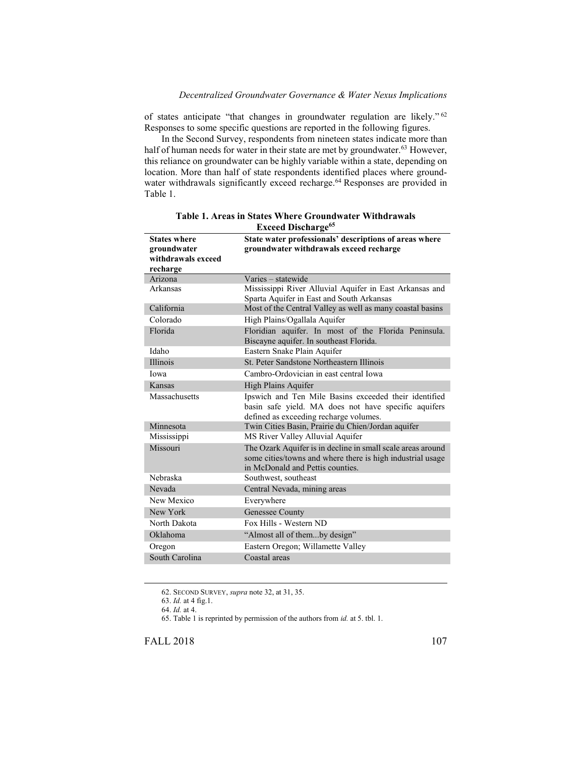of states anticipate "that changes in groundwater regulation are likely." [62] Responses to some specific questions are reported in the following figures.

In the Second Survey, respondents from nineteen states indicate more than half of human needs for water in their state are met by groundwater.[63] However, this reliance on groundwater can be highly variable within a state, depending on location. More than half of state respondents identified places where groundwater withdrawals significantly exceed recharge.[64] Responses are provided in Table 1.

**Table 1. Areas in States Where Groundwater Withdrawals Exceed Discharge[65]**

| States where groundwater withdrawals exceed recharge | State water professionals' descriptions of areas where groundwater withdrawals exceed recharge |
|---|---|
| Arizona | Varies – statewide |
| Arkansas | Mississippi River Alluvial Aquifer in East Arkansas and Sparta Aquifer in East and South Arkansas |
| California | Most of the Central Valley as well as many coastal basins |
| Colorado | High Plains/Ogallala Aquifer |
| Florida | Floridian aquifer. In most of the Florida Peninsula. Biscayne aquifer. In southeast Florida. |
| Idaho | Eastern Snake Plain Aquifer |
| Illinois | St. Peter Sandstone Northeastern Illinois |
| Iowa | Cambro-Ordovician in east central Iowa |
| Kansas | High Plains Aquifer |
| Massachusetts | Ipswich and Ten Mile Basins exceeded their identified basin safe yield. MA does not have specific aquifers defined as exceeding recharge volumes. |
| Minnesota | Twin Cities Basin, Prairie du Chien/Jordan aquifer |
| Mississippi | MS River Valley Alluvial Aquifer |
| Missouri | The Ozark Aquifer is in decline in small scale areas around some cities/towns and where there is high industrial usage in McDonald and Pettis counties. |
| Nebraska | Southwest, southeast |
| Nevada | Central Nevada, mining areas |
| New Mexico | Everywhere |
| New York | Genessee County |
| North Dakota | Fox Hills - Western ND |
| Oklahoma | "Almost all of them...by design" |
| Oregon | Eastern Oregon; Willamette Valley |
| South Carolina | Coastal areas |

---

62. SECOND SURVEY, *supra* note 32, at 31, 35.

63. *Id.* at 4 fig.1.

64. *Id.* at 4.

65. Table 1 is reprinted by permission of the authors from *id.* at 5. tbl. 1.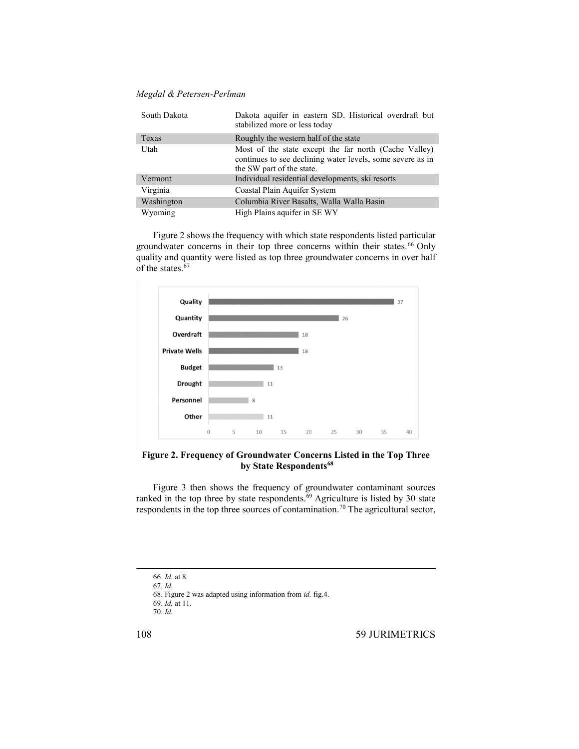| South Dakota | Dakota aquifer in eastern SD. Historical overdraft but stabilized more or less today |
|---|---|
| Texas | Roughly the western half of the state |
| Utah | Most of the state except the far north (Cache Valley) continues to see declining water levels, some severe as in the SW part of the state. |
| Vermont | Individual residential developments, ski resorts |
| Virginia | Coastal Plain Aquifer System |
| Washington | Columbia River Basalts, Walla Walla Basin |
| Wyoming | High Plains aquifer in SE WY |

Figure 2 shows the frequency with which state respondents listed particular groundwater concerns in their top three concerns within their states.[66] Only quality and quantity were listed as top three groundwater concerns in over half of the states.[67]

| Concern | Frequency |
|---|---|
| Quality | 37 |
| Quantity | 26 |
| Overdraft | 18 |
| Private Wells | 18 |
| Budget | 13 |
| Drought | 11 |
| Personnel | 8 |
| Other | 11 |

**Figure 2. Frequency of Groundwater Concerns Listed in the Top Three by State Respondents[68]**

Figure 3 then shows the frequency of groundwater contaminant sources ranked in the top three by state respondents.[69] Agriculture is listed by 30 state respondents in the top three sources of contamination.[70] The agricultural sector,

---

66. *Id.* at 8.
67. *Id.*
68. Figure 2 was adapted using information from *id.* fig.4.
69. *Id.* at 11.
70. *Id.*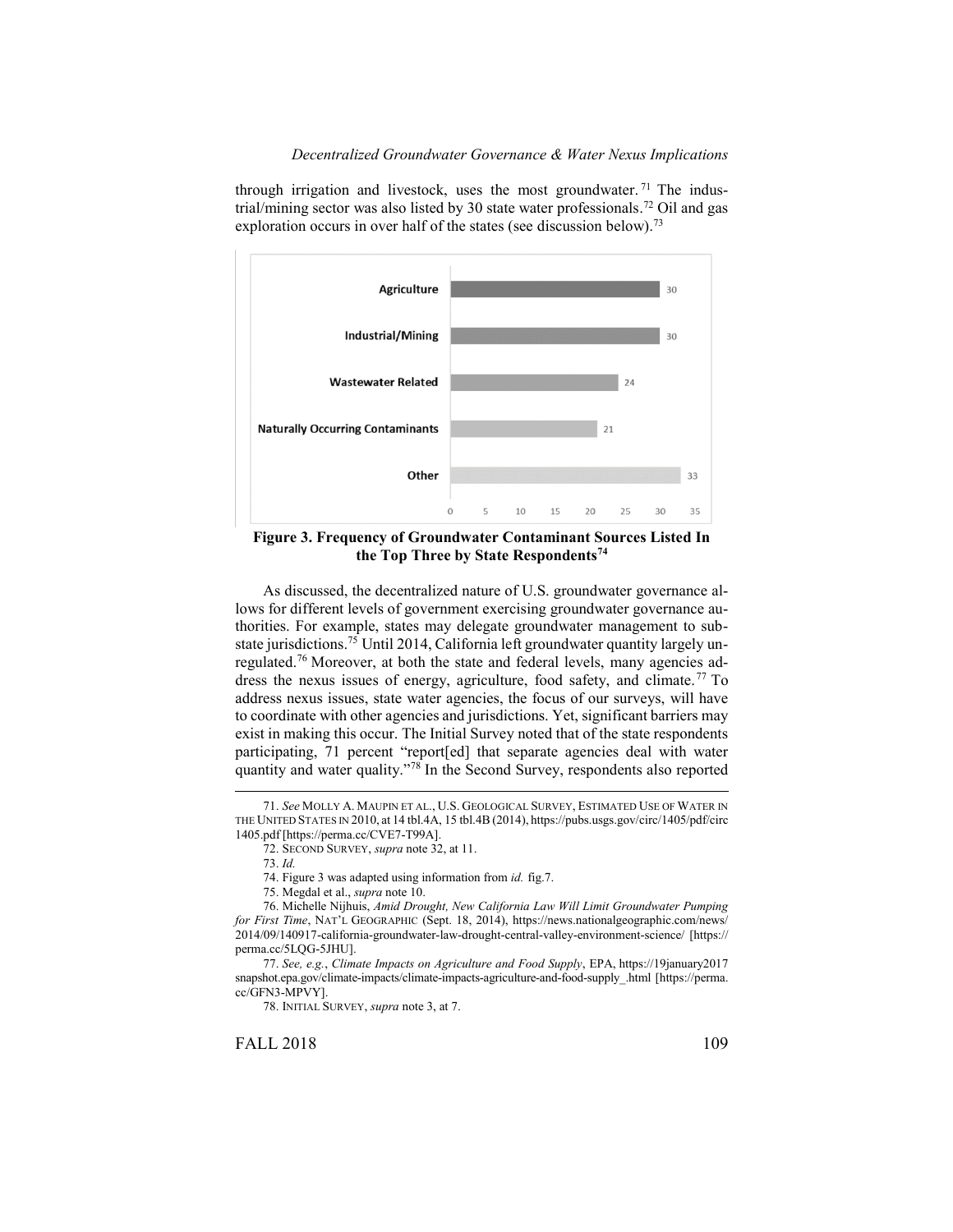through irrigation and livestock, uses the most groundwater.[71] The industrial/mining sector was also listed by 30 state water professionals.[72] Oil and gas exploration occurs in over half of the states (see discussion below).[73]

| Source | Frequency |
| --- | --- |
| Agriculture | 30 |
| Industrial/Mining | 30 |
| Wastewater Related | 24 |
| Naturally Occurring Contaminants | 21 |
| Other | 33 |

**Figure 3. Frequency of Groundwater Contaminant Sources Listed In the Top Three by State Respondents[74]**

As discussed, the decentralized nature of U.S. groundwater governance allows for different levels of government exercising groundwater governance authorities. For example, states may delegate groundwater management to substate jurisdictions.[75] Until 2014, California left groundwater quantity largely unregulated.[76] Moreover, at both the state and federal levels, many agencies address the nexus issues of energy, agriculture, food safety, and climate.[77] To address nexus issues, state water agencies, the focus of our surveys, will have to coordinate with other agencies and jurisdictions. Yet, significant barriers may exist in making this occur. The Initial Survey noted that of the state respondents participating, 71 percent "report[ed] that separate agencies deal with water quantity and water quality."[78] In the Second Survey, respondents also reported

---

71. *See* MOLLY A. MAUPIN ET AL., U.S. GEOLOGICAL SURVEY, ESTIMATED USE OF WATER IN THE UNITED STATES IN 2010, at 14 tbl.4A, 15 tbl.4B (2014), https://pubs.usgs.gov/circ/1405/pdf/circ1405.pdf [https://perma.cc/CVE7-T99A].

72. SECOND SURVEY, *supra* note 32, at 11.

73. *Id.*

74. Figure 3 was adapted using information from *id.* fig.7.

75. Megdal et al., *supra* note 10.

76. Michelle Nijhuis, *Amid Drought, New California Law Will Limit Groundwater Pumping for First Time*, NAT'L GEOGRAPHIC (Sept. 18, 2014), https://news.nationalgeographic.com/news/2014/09/140917-california-groundwater-law-drought-central-valley-environment-science/ [https://perma.cc/5LQG-5JHU].

77. *See, e.g.*, *Climate Impacts on Agriculture and Food Supply*, EPA, https://19january2017snapshot.epa.gov/climate-impacts/climate-impacts-agriculture-and-food-supply_.html [https://perma.cc/GFN3-MPVY].

78. INITIAL SURVEY, *supra* note 3, at 7.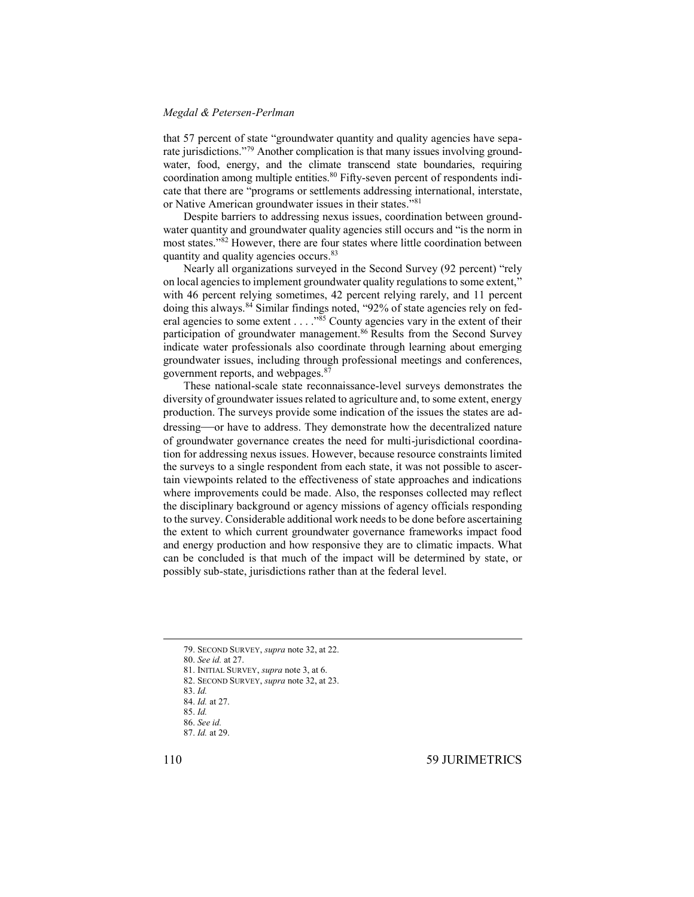that 57 percent of state "groundwater quantity and quality agencies have separate jurisdictions."[79] Another complication is that many issues involving groundwater, food, energy, and the climate transcend state boundaries, requiring coordination among multiple entities.[80] Fifty-seven percent of respondents indicate that there are "programs or settlements addressing international, interstate, or Native American groundwater issues in their states."[81]

Despite barriers to addressing nexus issues, coordination between groundwater quantity and groundwater quality agencies still occurs and "is the norm in most states."[82] However, there are four states where little coordination between quantity and quality agencies occurs.[83]

Nearly all organizations surveyed in the Second Survey (92 percent) "rely on local agencies to implement groundwater quality regulations to some extent," with 46 percent relying sometimes, 42 percent relying rarely, and 11 percent doing this always.[84] Similar findings noted, "92% of state agencies rely on federal agencies to some extent . . . ."[85] County agencies vary in the extent of their participation of groundwater management.[86] Results from the Second Survey indicate water professionals also coordinate through learning about emerging groundwater issues, including through professional meetings and conferences, government reports, and webpages.[87]

These national-scale state reconnaissance-level surveys demonstrates the diversity of groundwater issues related to agriculture and, to some extent, energy production. The surveys provide some indication of the issues the states are addressing—or have to address. They demonstrate how the decentralized nature of groundwater governance creates the need for multi-jurisdictional coordination for addressing nexus issues. However, because resource constraints limited the surveys to a single respondent from each state, it was not possible to ascertain viewpoints related to the effectiveness of state approaches and indications where improvements could be made. Also, the responses collected may reflect the disciplinary background or agency missions of agency officials responding to the survey. Considerable additional work needs to be done before ascertaining the extent to which current groundwater governance frameworks impact food and energy production and how responsive they are to climatic impacts. What can be concluded is that much of the impact will be determined by state, or possibly sub-state, jurisdictions rather than at the federal level.

---

79. SECOND SURVEY, *supra* note 32, at 22.
80. *See id.* at 27.
81. INITIAL SURVEY, *supra* note 3, at 6.
82. SECOND SURVEY, *supra* note 32, at 23.
83. *Id.*
84. *Id.* at 27.
85. *Id.*
86. *See id.*
87. *Id.* at 29.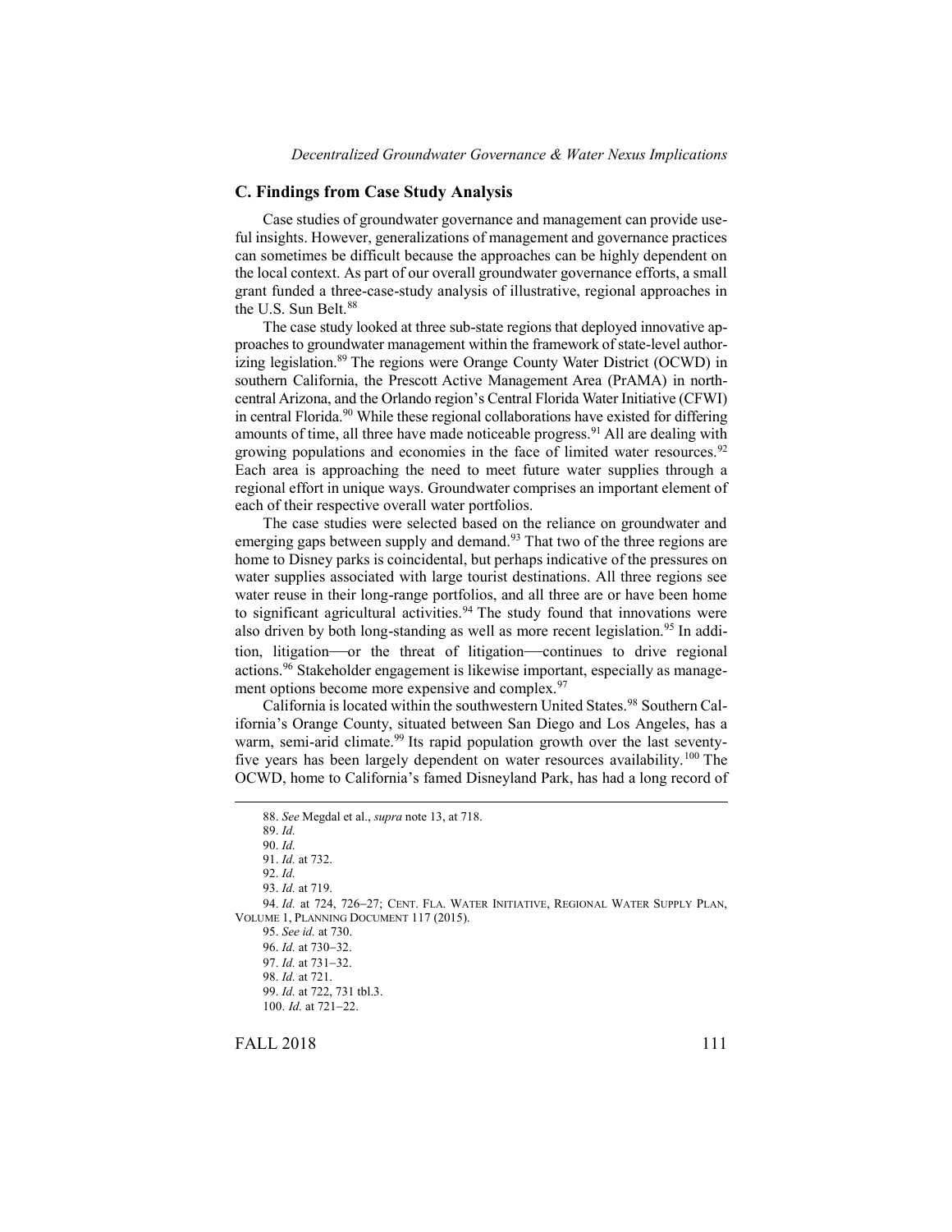### C. Findings from Case Study Analysis

Case studies of groundwater governance and management can provide useful insights. However, generalizations of management and governance practices can sometimes be difficult because the approaches can be highly dependent on the local context. As part of our overall groundwater governance efforts, a small grant funded a three-case-study analysis of illustrative, regional approaches in the U.S. Sun Belt.[88]

The case study looked at three sub-state regions that deployed innovative approaches to groundwater management within the framework of state-level authorizing legislation.[89] The regions were Orange County Water District (OCWD) in southern California, the Prescott Active Management Area (PrAMA) in north-central Arizona, and the Orlando region's Central Florida Water Initiative (CFWI) in central Florida.[90] While these regional collaborations have existed for differing amounts of time, all three have made noticeable progress.[91] All are dealing with growing populations and economies in the face of limited water resources.[92] Each area is approaching the need to meet future water supplies through a regional effort in unique ways. Groundwater comprises an important element of each of their respective overall water portfolios.

The case studies were selected based on the reliance on groundwater and emerging gaps between supply and demand.[93] That two of the three regions are home to Disney parks is coincidental, but perhaps indicative of the pressures on water supplies associated with large tourist destinations. All three regions see water reuse in their long-range portfolios, and all three are or have been home to significant agricultural activities.[94] The study found that innovations were also driven by both long-standing as well as more recent legislation.[95] In addition, litigation—or the threat of litigation—continue to drive regional actions.[96] Stakeholder engagement is likewise important, especially as management options become more expensive and complex.[97]

California is located within the southwestern United States.[98] Southern California's Orange County, situated between San Diego and Los Angeles, has a warm, semi-arid climate.[99] Its rapid population growth over the last seventy-five years has been largely dependent on water resources availability.[100] The OCWD, home to California's famed Disneyland Park, has had a long record of

---

88. *See* Megdal et al., *supra* note 13, at 718.

89. *Id.*

90. *Id.*

91. *Id.* at 732.

92. *Id.*

93. *Id.* at 719.

94. *Id.* at 724, 726–27; CENT. FLA. WATER INITIATIVE, REGIONAL WATER SUPPLY PLAN, VOLUME 1, PLANNING DOCUMENT 117 (2015).

95. *See id.* at 730.

96. *Id.* at 730–32.

97. *Id.* at 731–32.

98. *Id.* at 721.

99. *Id.* at 722, 731 tbl.3.

100. *Id.* at 721–22.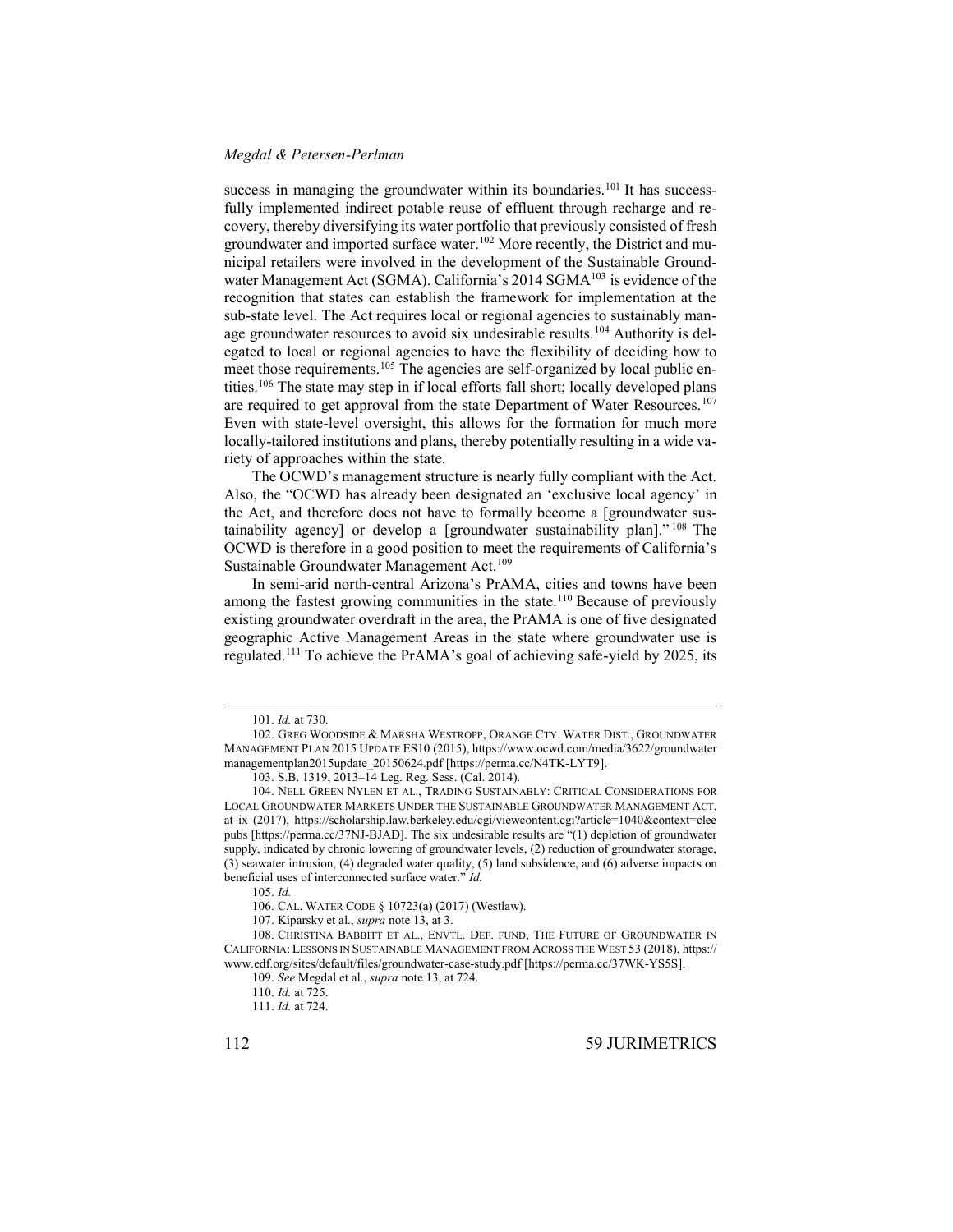success in managing the groundwater within its boundaries.[101] It has successfully implemented indirect potable reuse of effluent through recharge and recovery, thereby diversifying its water portfolio that previously consisted of fresh groundwater and imported surface water.[102] More recently, the District and municipal retailers were involved in the development of the Sustainable Groundwater Management Act (SGMA). California's 2014 SGMA[103] is evidence of the recognition that states can establish the framework for implementation at the sub-state level. The Act requires local or regional agencies to sustainably manage groundwater resources to avoid six undesirable results.[104] Authority is delegated to local or regional agencies to have the flexibility of deciding how to meet those requirements.[105] The agencies are self-organized by local public entities.[106] The state may step in if local efforts fall short; locally developed plans are required to get approval from the state Department of Water Resources.[107] Even with state-level oversight, this allows for the formation for much more locally-tailored institutions and plans, thereby potentially resulting in a wide variety of approaches within the state.

The OCWD's management structure is nearly fully compliant with the Act. Also, the "OCWD has already been designated an 'exclusive local agency' in the Act, and therefore does not have to formally become a [groundwater sustainability agency] or develop a [groundwater sustainability plan]."[108] The OCWD is therefore in a good position to meet the requirements of California's Sustainable Groundwater Management Act.[109]

In semi-arid north-central Arizona's PrAMA, cities and towns have been among the fastest growing communities in the state.[110] Because of previously existing groundwater overdraft in the area, the PrAMA is one of five designated geographic Active Management Areas in the state where groundwater use is regulated.[111] To achieve the PrAMA's goal of achieving safe-yield by 2025, its

---

101. *Id.* at 730.

102. GREG WOODSIDE & MARSHA WESTROPP, ORANGE CTY. WATER DIST., GROUNDWATER MANAGEMENT PLAN 2015 UPDATE ES10 (2015), https://www.ocwd.com/media/3622/groundwatermanagementplan2015update_20150624.pdf [https://perma.cc/N4TK-LYT9].

103. S.B. 1319, 2013–14 Leg. Reg. Sess. (Cal. 2014).

104. NELL GREEN NYLEN ET AL., TRADING SUSTAINABLY: CRITICAL CONSIDERATIONS FOR LOCAL GROUNDWATER MARKETS UNDER THE SUSTAINABLE GROUNDWATER MANAGEMENT ACT, at ix (2017), https://scholarship.law.berkeley.edu/cgi/viewcontent.cgi?article=1040&context=cleepubs [https://perma.cc/37NJ-BJAD]. The six undesirable results are "(1) depletion of groundwater supply, indicated by chronic lowering of groundwater levels, (2) reduction of groundwater storage, (3) seawater intrusion, (4) degraded water quality, (5) land subsidence, and (6) adverse impacts on beneficial uses of interconnected surface water." *Id.*

105. *Id.*

106. CAL. WATER CODE § 10723(a) (2017) (Westlaw).

107. Kiparsky et al., *supra* note 13, at 3.

108. CHRISTINA BABBITT ET AL., ENVTL. DEF. FUND, THE FUTURE OF GROUNDWATER IN CALIFORNIA: LESSONS IN SUSTAINABLE MANAGEMENT FROM ACROSS THE WEST 53 (2018), https://www.edf.org/sites/default/files/groundwater-case-study.pdf [https://perma.cc/37WK-YS5S].

109. *See* Megdal et al., *supra* note 13, at 724.

110. *Id.* at 725.

111. *Id.* at 724.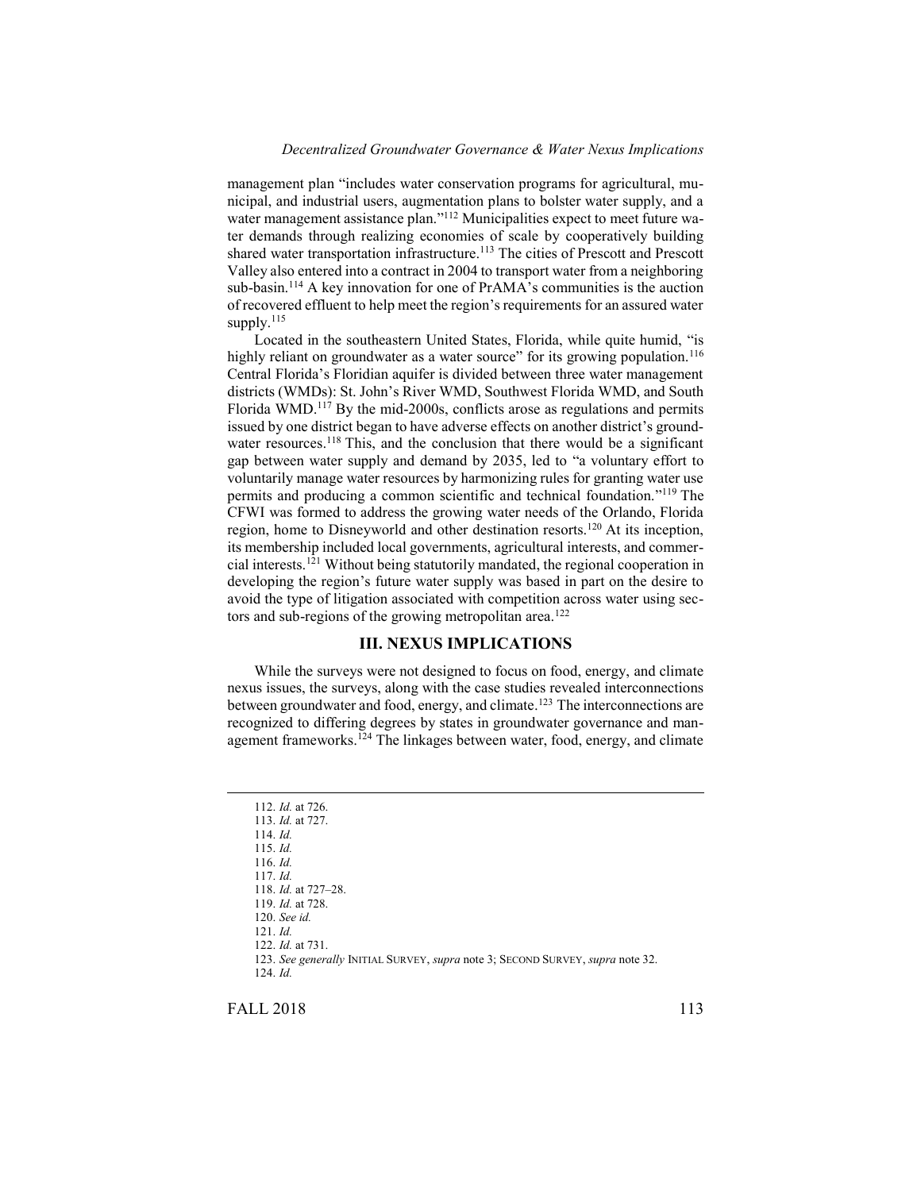management plan "includes water conservation programs for agricultural, municipal, and industrial users, augmentation plans to bolster water supply, and a water management assistance plan."[112] Municipalities expect to meet future water demands through realizing economies of scale by cooperatively building shared water transportation infrastructure.[113] The cities of Prescott and Prescott Valley also entered into a contract in 2004 to transport water from a neighboring sub-basin.[114] A key innovation for one of PrAMA's communities is the auction of recovered effluent to help meet the region's requirements for an assured water supply.[115]

Located in the southeastern United States, Florida, while quite humid, "is highly reliant on groundwater as a water source" for its growing population.[116] Central Florida's Floridian aquifer is divided between three water management districts (WMDs): St. John's River WMD, Southwest Florida WMD, and South Florida WMD.[117] By the mid-2000s, conflicts arose as regulations and permits issued by one district began to have adverse effects on another district's groundwater resources.[118] This, and the conclusion that there would be a significant gap between water supply and demand by 2035, led to "a voluntary effort to voluntarily manage water resources by harmonizing rules for granting water use permits and producing a common scientific and technical foundation."[119] The CFWI was formed to address the growing water needs of the Orlando, Florida region, home to Disneyworld and other destination resorts.[120] At its inception, its membership included local governments, agricultural interests, and commercial interests.[121] Without being statutorily mandated, the regional cooperation in developing the region's future water supply was based in part on the desire to avoid the type of litigation associated with competition across water using sectors and sub-regions of the growing metropolitan area.[122]

## III. NEXUS IMPLICATIONS

While the surveys were not designed to focus on food, energy, and climate nexus issues, the surveys, along with the case studies revealed interconnections between groundwater and food, energy, and climate.[123] The interconnections are recognized to differing degrees by states in groundwater governance and management frameworks.[124] The linkages between water, food, energy, and climate

---

112. *Id.* at 726.
113. *Id.* at 727.
114. *Id.*
115. *Id.*
116. *Id.*
117. *Id.*
118. *Id.* at 727–28.
119. *Id.* at 728.
120. *See id.*
121. *Id.*
122. *Id.* at 731.
123. *See generally* INITIAL SURVEY, *supra* note 3; SECOND SURVEY, *supra* note 32.
124. *Id.*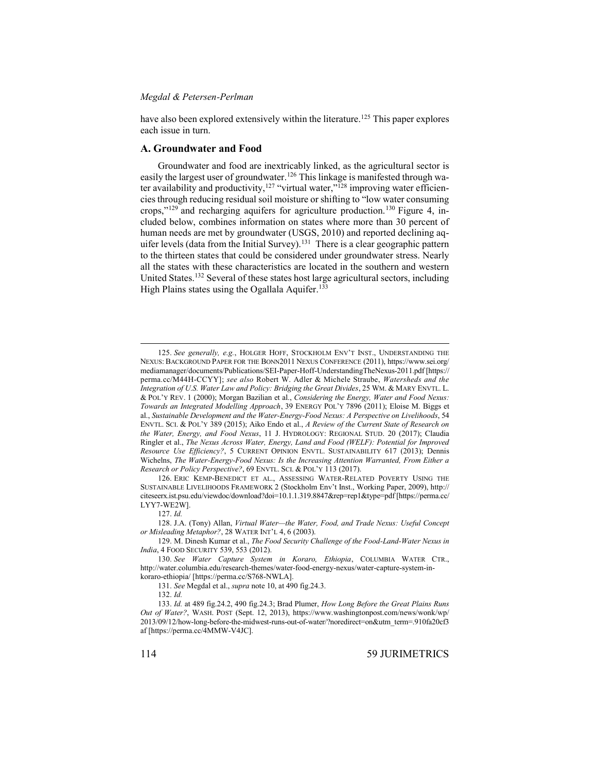have also been explored extensively within the literature.[125] This paper explores each issue in turn.

### A. Groundwater and Food

Groundwater and food are inextricably linked, as the agricultural sector is easily the largest user of groundwater.[126] This linkage is manifested through water availability and productivity,[127] "virtual water,"[128] improving water efficiencies through reducing residual soil moisture or shifting to "low water consuming crops,"[129] and recharging aquifers for agriculture production.[130] Figure 4, included below, combines information on states where more than 30 percent of human needs are met by groundwater (USGS, 2010) and reported declining aquifer levels (data from the Initial Survey).[131] There is a clear geographic pattern to the thirteen states that could be considered under groundwater stress. Nearly all the states with these characteristics are located in the southern and western United States.[132] Several of these states host large agricultural sectors, including High Plains states using the Ogallala Aquifer.[133]

---

125. *See generally, e.g.*, HOLGER HOFF, STOCKHOLM ENV'T INST., UNDERSTANDING THE NEXUS: BACKGROUND PAPER FOR THE BONN2011 NEXUS CONFERENCE (2011), https://www.sei.org/mediamanager/documents/Publications/SEI-Paper-Hoff-UnderstandingTheNexus-2011.pdf [https://perma.cc/M44H-CCYY]; *see also* Robert W. Adler & Michele Straube, *Watersheds and the Integration of U.S. Water Law and Policy: Bridging the Great Divides*, 25 WM. & MARY ENVTL. L. & POL'Y REV. 1 (2000); Morgan Bazilian et al., *Considering the Energy, Water and Food Nexus: Towards an Integrated Modelling Approach*, 39 ENERGY POL'Y 7896 (2011); Eloise M. Biggs et al., *Sustainable Development and the Water-Energy-Food Nexus: A Perspective on Livelihoods*, 54 ENVTL. SCI. & POL'Y 389 (2015); Aiko Endo et al., *A Review of the Current State of Research on the Water, Energy, and Food Nexus*, 11 J. HYDROLOGY: REGIONAL STUD. 20 (2017); Claudia Ringler et al., *The Nexus Across Water, Energy, Land and Food (WELF): Potential for Improved Resource Use Efficiency?*, 5 CURRENT OPINION ENVTL. SUSTAINABILITY 617 (2013); Dennis Wichelns, *The Water-Energy-Food Nexus: Is the Increasing Attention Warranted, From Either a Research or Policy Perspective?*, 69 ENVTL. SCI. & POL'Y 113 (2017).

126. ERIC KEMP-BENEDICT ET AL., ASSESSING WATER-RELATED POVERTY USING THE SUSTAINABLE LIVELIHOODS FRAMEWORK 2 (Stockholm Env't Inst., Working Paper, 2009), http://citeseerx.ist.psu.edu/viewdoc/download?doi=10.1.1.319.8847&rep=rep1&type=pdf [https://perma.cc/LYY7-WE2W].

127. *Id.*

128. J.A. (Tony) Allan, *Virtual Water—the Water, Food, and Trade Nexus: Useful Concept or Misleading Metaphor?*, 28 WATER INT'L 4, 6 (2003).

129. M. Dinesh Kumar et al., *The Food Security Challenge of the Food-Land-Water Nexus in India*, 4 FOOD SECURITY 539, 553 (2012).

130. *See Water Capture System in Koraro, Ethiopia*, COLUMBIA WATER CTR., http://water.columbia.edu/research-themes/water-food-energy-nexus/water-capture-system-in-koraro-ethiopia/ [https://perma.cc/S768-NWLA].

131. *See* Megdal et al., *supra* note 10, at 490 fig.24.3.

132. *Id.*

133. *Id.* at 489 fig.24.2, 490 fig.24.3; Brad Plumer, *How Long Before the Great Plains Runs Out of Water?*, WASH. POST (Sept. 12, 2013), https://www.washingtonpost.com/news/wonk/wp/2013/09/12/how-long-before-the-midwest-runs-out-of-water/?noredirect=on&utm_term=.910fa20cf3af [https://perma.cc/4MMW-V4JC].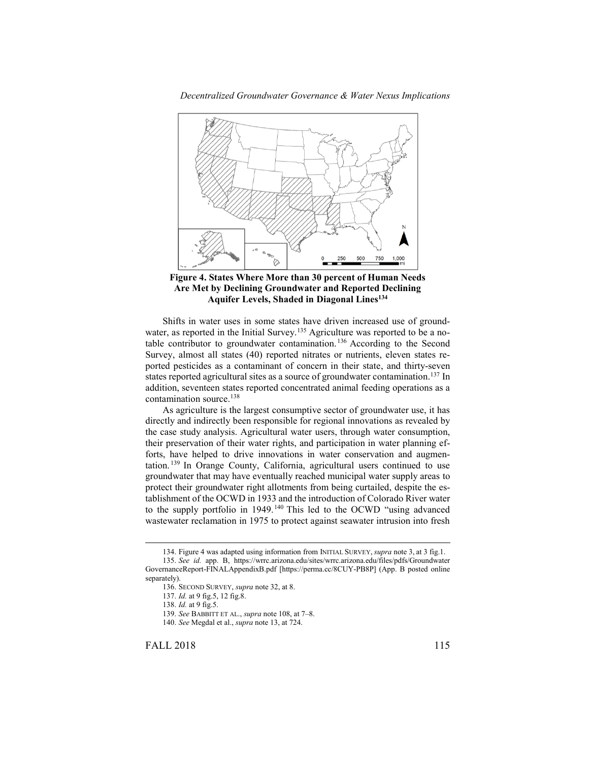**Figure 4. States Where More than 30 percent of Human Needs Are Met by Declining Groundwater and Reported Declining Aquifer Levels, Shaded in Diagonal Lines[134]**

Shifts in water uses in some states have driven increased use of groundwater, as reported in the Initial Survey.[135] Agriculture was reported to be a notable contributor to groundwater contamination.[136] According to the Second Survey, almost all states (40) reported nitrates or nutrients, eleven states reported pesticides as a contaminant of concern in their state, and thirty-seven states reported agricultural sites as a source of groundwater contamination.[137] In addition, seventeen states reported concentrated animal feeding operations as a contamination source.[138]

As agriculture is the largest consumptive sector of groundwater use, it has directly and indirectly been responsible for regional innovations as revealed by the case study analysis. Agricultural water users, through water consumption, their preservation of their water rights, and participation in water planning efforts, have helped to drive innovations in water conservation and augmentation.[139] In Orange County, California, agricultural users continued to use groundwater that may have eventually reached municipal water supply areas to protect their groundwater right allotments from being curtailed, despite the establishment of the OCWD in 1933 and the introduction of Colorado River water to the supply portfolio in 1949.[140] This led to the OCWD "using advanced wastewater reclamation in 1975 to protect against seawater intrusion into fresh

---

134. Figure 4 was adapted using information from INITIAL SURVEY, *supra* note 3, at 3 fig.1.

135. *See id.* app. B, https://wrrc.arizona.edu/sites/wrrc.arizona.edu/files/pdfs/GroundwaterGovernanceReport-FINALAppendixB.pdf [https://perma.cc/8CUY-PB8P] (App. B posted online separately).

136. SECOND SURVEY, *supra* note 32, at 8.

137. *Id.* at 9 fig.5, 12 fig.8.

138. *Id.* at 9 fig.5.

139. *See* BABBITT ET AL., *supra* note 108, at 7–8.

140. *See* Megdal et al., *supra* note 13, at 724.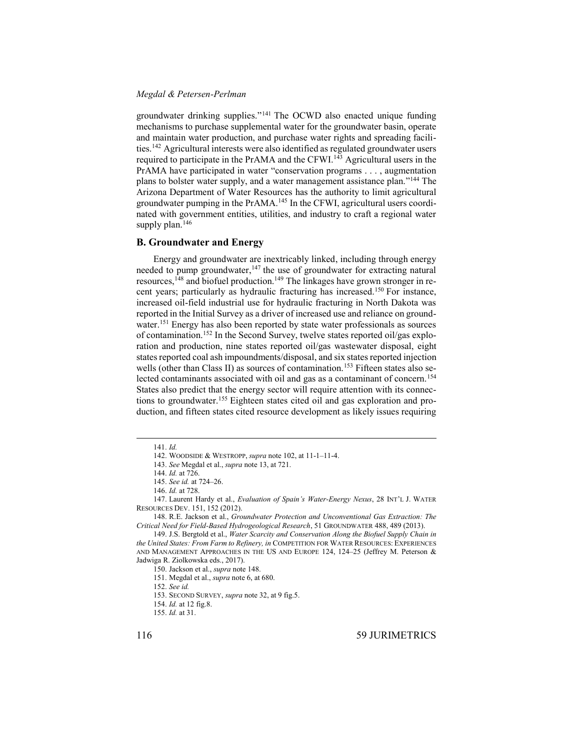groundwater drinking supplies."[141] The OCWD also enacted unique funding mechanisms to purchase supplemental water for the groundwater basin, operate and maintain water production, and purchase water rights and spreading facilities.[142] Agricultural interests were also identified as regulated groundwater users required to participate in the PrAMA and the CFWI.[143] Agricultural users in the PrAMA have participated in water "conservation programs . . . , augmentation plans to bolster water supply, and a water management assistance plan."[144] The Arizona Department of Water Resources has the authority to limit agricultural groundwater pumping in the PrAMA.[145] In the CFWI, agricultural users coordinated with government entities, utilities, and industry to craft a regional water supply plan.[146]

## B. Groundwater and Energy

Energy and groundwater are inextricably linked, including through energy needed to pump groundwater,[147] the use of groundwater for extracting natural resources,[148] and biofuel production.[149] The linkages have grown stronger in recent years; particularly as hydraulic fracturing has increased.[150] For instance, increased oil-field industrial use for hydraulic fracturing in North Dakota was reported in the Initial Survey as a driver of increased use and reliance on groundwater.[151] Energy has also been reported by state water professionals as sources of contamination.[152] In the Second Survey, twelve states reported oil/gas exploration and production, nine states reported oil/gas wastewater disposal, eight states reported coal ash impoundments/disposal, and six states reported injection wells (other than Class II) as sources of contamination.[153] Fifteen states also selected contaminants associated with oil and gas as a contaminant of concern.[154] States also predict that the energy sector will require attention with its connections to groundwater.[155] Eighteen states cited oil and gas exploration and production, and fifteen states cited resource development as likely issues requiring

---

141. *Id.*

142. WOODSIDE & WESTROPP, *supra* note 102, at 11-1–11-4.

143. *See* Megdal et al., *supra* note 13, at 721.

144. *Id.* at 726.

145. *See id.* at 724–26.

146. *Id.* at 728.

147. Laurent Hardy et al., *Evaluation of Spain's Water-Energy Nexus*, 28 INT'L J. WATER RESOURCES DEV. 151, 152 (2012).

148. R.E. Jackson et al., *Groundwater Protection and Unconventional Gas Extraction: The Critical Need for Field-Based Hydrogeological Research*, 51 GROUNDWATER 488, 489 (2013).

149. J.S. Bergtold et al., *Water Scarcity and Conservation Along the Biofuel Supply Chain in the United States: From Farm to Refinery, in* COMPETITION FOR WATER RESOURCES: EXPERIENCES AND MANAGEMENT APPROACHES IN THE US AND EUROPE 124, 124–25 (Jeffrey M. Peterson & Jadwiga R. Ziolkowska eds., 2017).

150. Jackson et al., *supra* note 148.

151. Megdal et al., *supra* note 6, at 680.

152. *See id.*

153. SECOND SURVEY, *supra* note 32, at 9 fig.5.

154. *Id.* at 12 fig.8.

155. *Id.* at 31.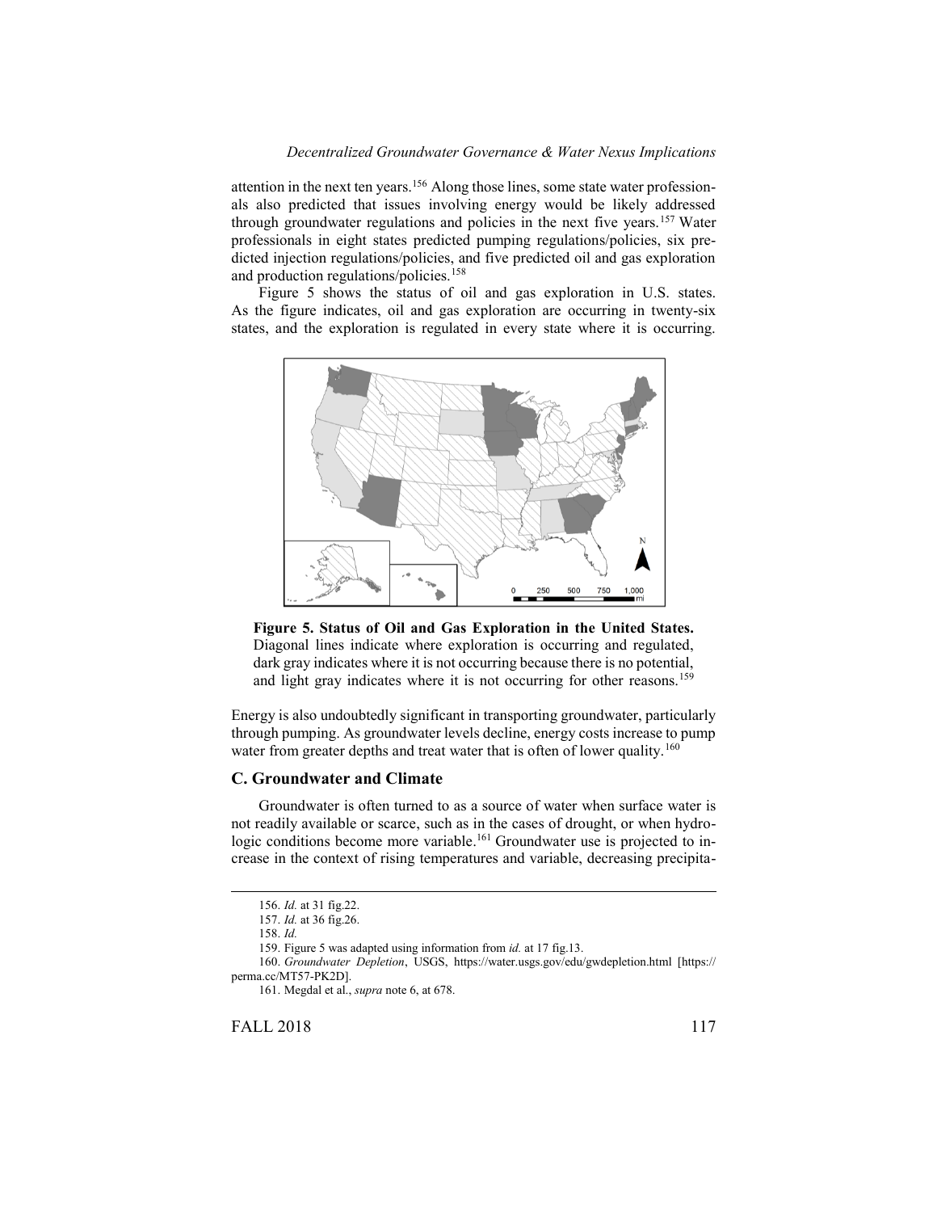attention in the next ten years.[156] Along those lines, some state water professionals also predicted that issues involving energy would be likely addressed through groundwater regulations and policies in the next five years.[157] Water professionals in eight states predicted pumping regulations/policies, six predicted injection regulations/policies, and five predicted oil and gas exploration and production regulations/policies.[158]

Figure 5 shows the status of oil and gas exploration in U.S. states. As the figure indicates, oil and gas exploration are occurring in twenty-six states, and the exploration is regulated in every state where it is occurring.

**Figure 5. Status of Oil and Gas Exploration in the United States.** Diagonal lines indicate where exploration is occurring and regulated, dark gray indicates where it is not occurring because there is no potential, and light gray indicates where it is not occurring for other reasons.[159]

Energy is also undoubtedly significant in transporting groundwater, particularly through pumping. As groundwater levels decline, energy costs increase to pump water from greater depths and treat water that is often of lower quality.[160]

### C. Groundwater and Climate

Groundwater is often turned to as a source of water when surface water is not readily available or scarce, such as in the cases of drought, or when hydrologic conditions become more variable.[161] Groundwater use is projected to increase in the context of rising temperatures and variable, decreasing precipita-

---

156. *Id.* at 31 fig.22.

157. *Id.* at 36 fig.26.

158. *Id.*

159. Figure 5 was adapted using information from *id.* at 17 fig.13.

160. *Groundwater Depletion*, USGS, https://water.usgs.gov/edu/gwdepletion.html [https://perma.cc/MT57-PK2D].

161. Megdal et al., *supra* note 6, at 678.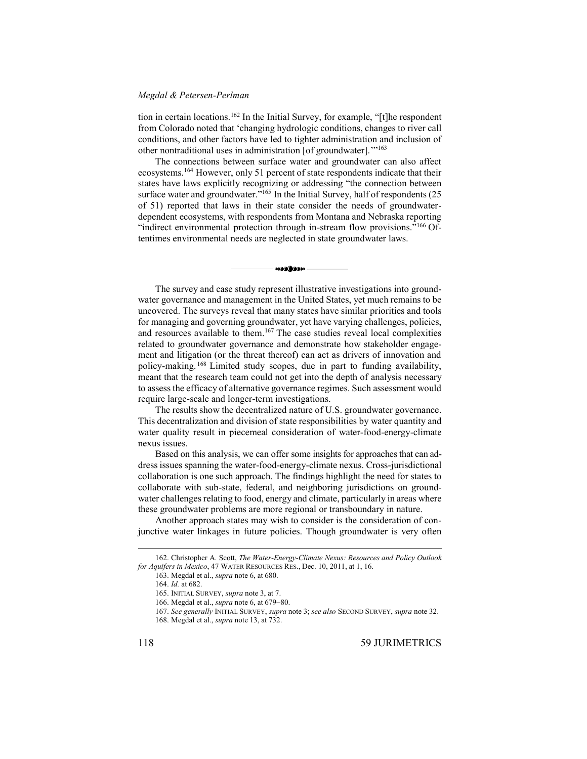tion in certain locations.[162] In the Initial Survey, for example, "[t]he respondent from Colorado noted that 'changing hydrologic conditions, changes to river call conditions, and other factors have led to tighter administration and inclusion of other nontraditional uses in administration [of groundwater].'"[163]

The connections between surface water and groundwater can also affect ecosystems.[164] However, only 51 percent of state respondents indicate that their states have laws explicitly recognizing or addressing "the connection between surface water and groundwater."[165] In the Initial Survey, half of respondents (25 of 51) reported that laws in their state consider the needs of groundwater-dependent ecosystems, with respondents from Montana and Nebraska reporting "indirect environmental protection through in-stream flow provisions."[166] Oftentimes environmental needs are neglected in state groundwater laws.

---

The survey and case study represent illustrative investigations into groundwater governance and management in the United States, yet much remains to be uncovered. The surveys reveal that many states have similar priorities and tools for managing and governing groundwater, yet have varying challenges, policies, and resources available to them.[167] The case studies reveal local complexities related to groundwater governance and demonstrate how stakeholder engagement and litigation (or the threat thereof) can act as drivers of innovation and policy-making.[168] Limited study scopes, due in part to funding availability, meant that the research team could not get into the depth of analysis necessary to assess the efficacy of alternative governance regimes. Such assessment would require large-scale and longer-term investigations.

The results show the decentralized nature of U.S. groundwater governance. This decentralization and division of state responsibilities by water quantity and water quality result in piecemeal consideration of water-food-energy-climate nexus issues.

Based on this analysis, we can offer some insights for approaches that can address issues spanning the water-food-energy-climate nexus. Cross-jurisdictional collaboration is one such approach. The findings highlight the need for states to collaborate with sub-state, federal, and neighboring jurisdictions on groundwater challenges relating to food, energy and climate, particularly in areas where these groundwater problems are more regional or transboundary in nature.

Another approach states may wish to consider is the consideration of conjunctive water linkages in future policies. Though groundwater is very often

---

162. Christopher A. Scott, *The Water-Energy-Climate Nexus: Resources and Policy Outlook for Aquifers in Mexico*, 47 WATER RESOURCES RES., Dec. 10, 2011, at 1, 16.

163. Megdal et al., *supra* note 6, at 680.

164. *Id.* at 682.

165. INITIAL SURVEY, *supra* note 3, at 7.

166. Megdal et al., *supra* note 6, at 679–80.

167. *See generally* INITIAL SURVEY, *supra* note 3; *see also* SECOND SURVEY, *supra* note 32.

168. Megdal et al., *supra* note 13, at 732.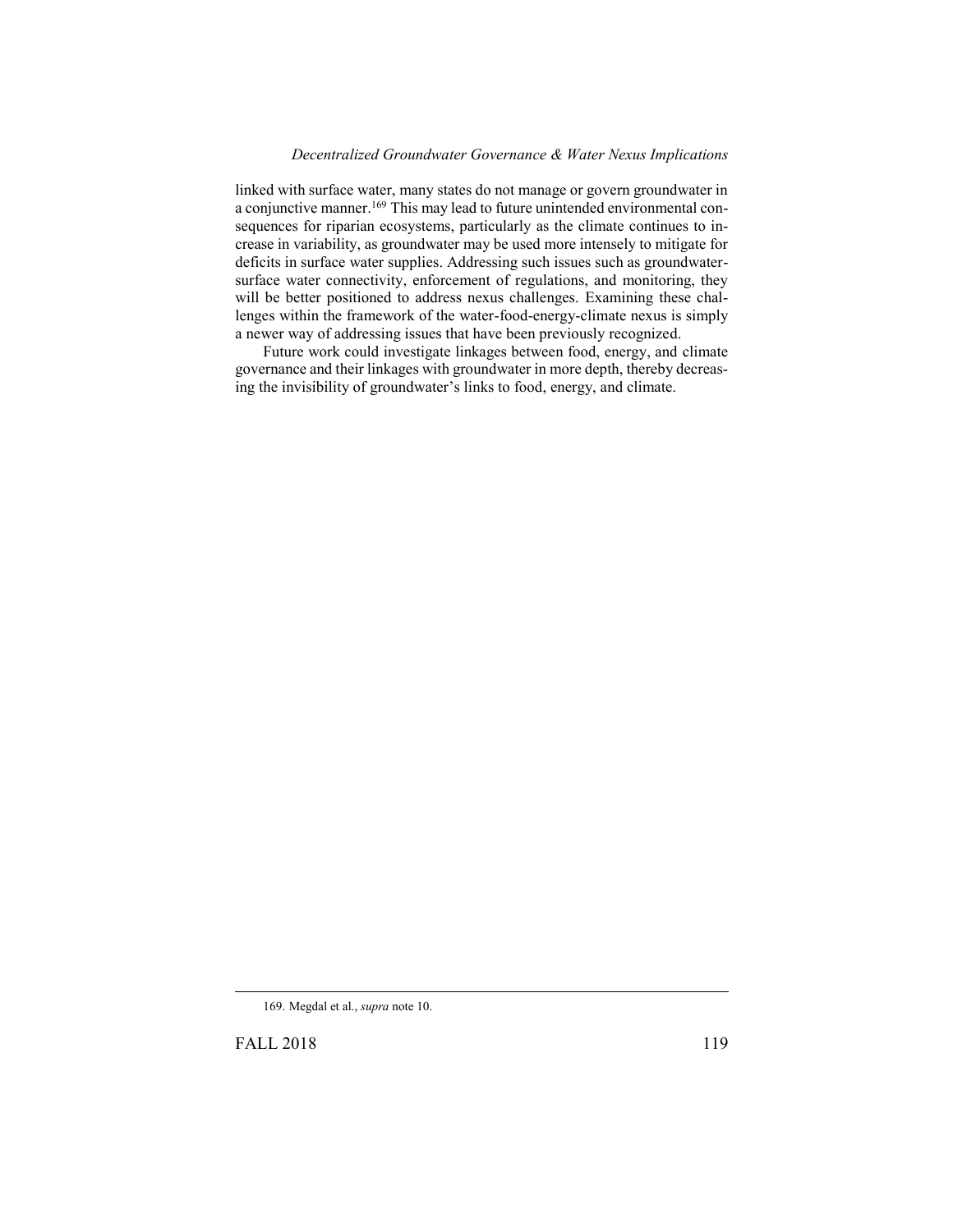linked with surface water, many states do not manage or govern groundwater in a conjunctive manner.[169] This may lead to future unintended environmental consequences for riparian ecosystems, particularly as the climate continues to increase in variability, as groundwater may be used more intensely to mitigate for deficits in surface water supplies. Addressing such issues such as groundwater-surface water connectivity, enforcement of regulations, and monitoring, they will be better positioned to address nexus challenges. Examining these challenges within the framework of the water-food-energy-climate nexus is simply a newer way of addressing issues that have been previously recognized.

Future work could investigate linkages between food, energy, and climate governance and their linkages with groundwater in more depth, thereby decreasing the invisibility of groundwater's links to food, energy, and climate.

169. Megdal et al., *supra* note 10.